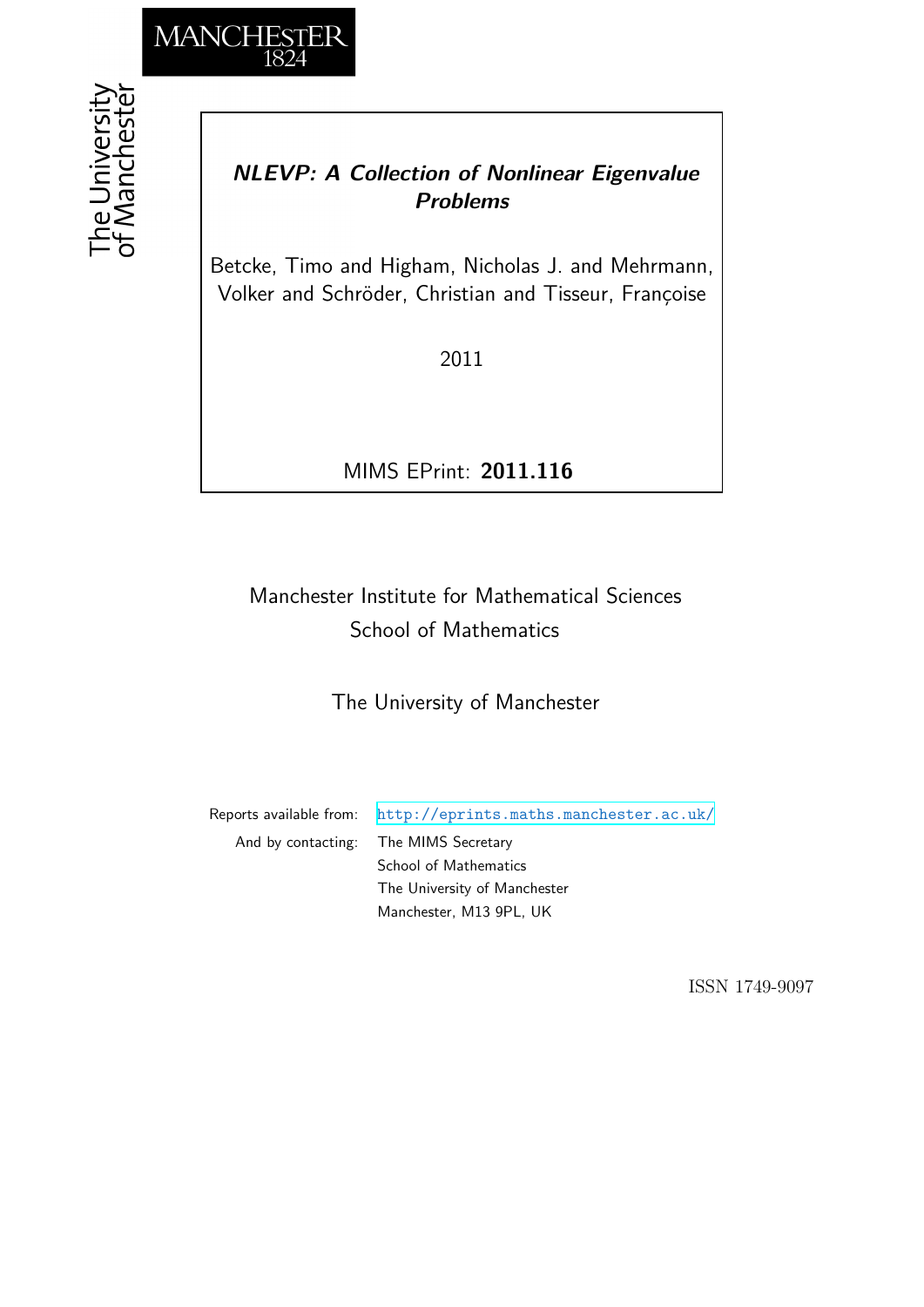MANCHESTER
1824

The University of Manchester

# *NLEVP: A Collection of Nonlinear Eigenvalue Problems*

Betcke, Timo and Higham, Nicholas J. and Mehrmann, Volker and Schröder, Christian and Tisseur, Françoise

2011

MIMS EPrint: **2011.116**

Manchester Institute for Mathematical Sciences
School of Mathematics

The University of Manchester

Reports available from: http://eprints.maths.manchester.ac.uk/
And by contacting: The MIMS Secretary
School of Mathematics
The University of Manchester
Manchester, M13 9PL, UK

ISSN 1749-9097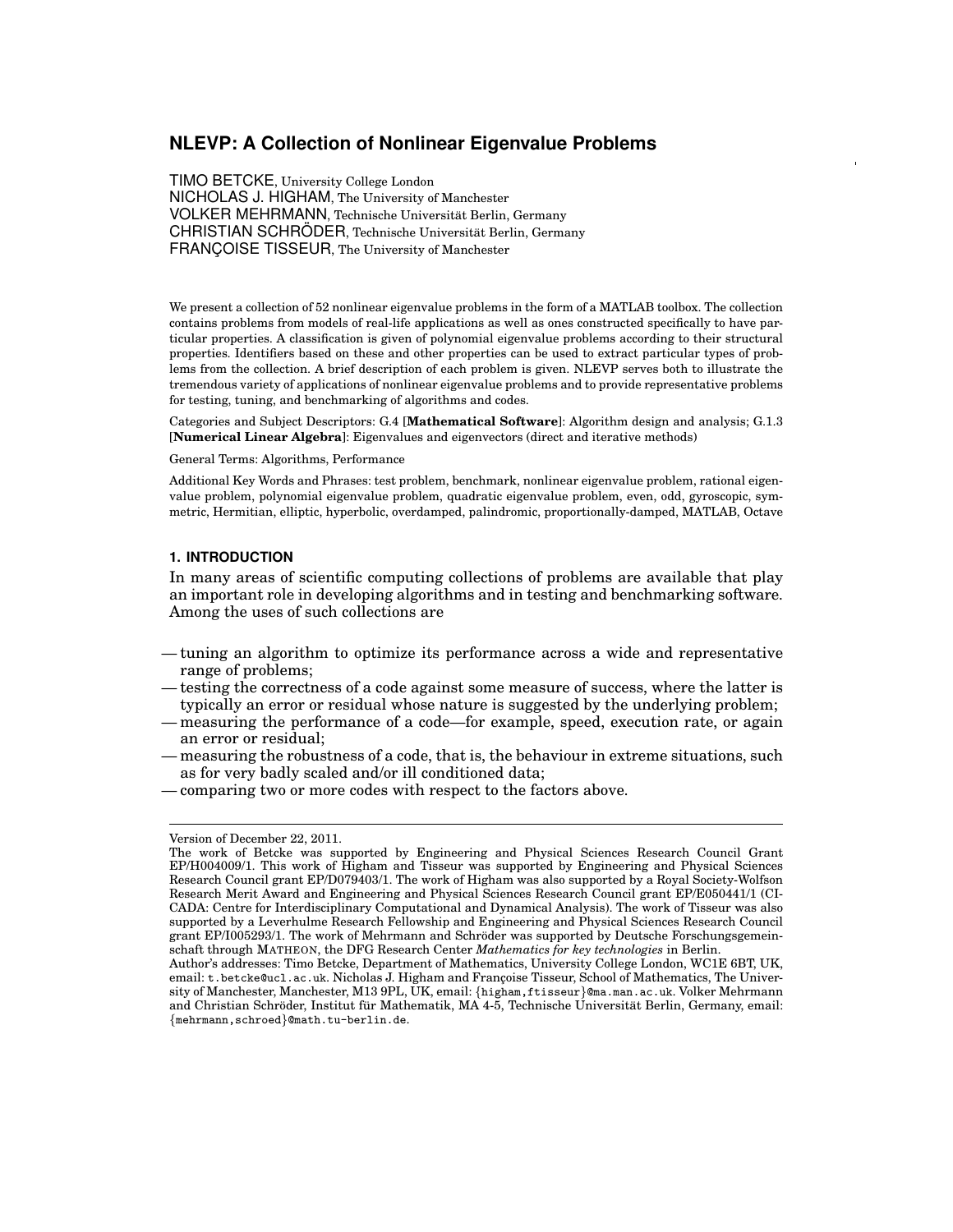# NLEVP: A Collection of Nonlinear Eigenvalue Problems

TIMO BETCKE, University College London
NICHOLAS J. HIGHAM, The University of Manchester
VOLKER MEHRMANN, Technische Universität Berlin, Germany
CHRISTIAN SCHRÖDER, Technische Universität Berlin, Germany
FRANÇOISE TISSEUR, The University of Manchester

We present a collection of 52 nonlinear eigenvalue problems in the form of a MATLAB toolbox. The collection contains problems from models of real-life applications as well as ones constructed specifically to have particular properties. A classification is given of polynomial eigenvalue problems according to their structural properties. Identifiers based on these and other properties can be used to extract particular types of problems from the collection. A brief description of each problem is given. NLEVP serves both to illustrate the tremendous variety of applications of nonlinear eigenvalue problems and to provide representative problems for testing, tuning, and benchmarking of algorithms and codes.

Categories and Subject Descriptors: G.4 [**Mathematical Software**]: Algorithm design and analysis; G.1.3 [**Numerical Linear Algebra**]: Eigenvalues and eigenvectors (direct and iterative methods)

General Terms: Algorithms, Performance

Additional Key Words and Phrases: test problem, benchmark, nonlinear eigenvalue problem, rational eigenvalue problem, polynomial eigenvalue problem, quadratic eigenvalue problem, even, odd, gyroscopic, symmetric, Hermitian, elliptic, hyperbolic, overdamped, palindromic, proportionally-damped, MATLAB, Octave

## 1. INTRODUCTION

In many areas of scientific computing collections of problems are available that play an important role in developing algorithms and in testing and benchmarking software. Among the uses of such collections are

- tuning an algorithm to optimize its performance across a wide and representative range of problems;
- testing the correctness of a code against some measure of success, where the latter is typically an error or residual whose nature is suggested by the underlying problem;
- measuring the performance of a code—for example, speed, execution rate, or again an error or residual;
- measuring the robustness of a code, that is, the behaviour in extreme situations, such as for very badly scaled and/or ill conditioned data;
- comparing two or more codes with respect to the factors above.

---

Version of December 22, 2011.
The work of Betcke was supported by Engineering and Physical Sciences Research Council Grant EP/H004009/1. This work of Higham and Tisseur was supported by Engineering and Physical Sciences Research Council grant EP/D079403/1. The work of Higham was also supported by a Royal Society-Wolfson Research Merit Award and Engineering and Physical Sciences Research Council grant EP/E050441/1 (CICADA: Centre for Interdisciplinary Computational and Dynamical Analysis). The work of Tisseur was also supported by a Leverhulme Research Fellowship and Engineering and Physical Sciences Research Council grant EP/I005293/1. The work of Mehrmann and Schröder was supported by Deutsche Forschungsgemeinschaft through MATHEON, the DFG Research Center *Mathematics for key technologies* in Berlin.
Author's addresses: Timo Betcke, Department of Mathematics, University College London, WC1E 6BT, UK, email: t.betcke@ucl.ac.uk. Nicholas J. Higham and Françoise Tisseur, School of Mathematics, The University of Manchester, Manchester, M13 9PL, UK, email: {higham,ftisseur}@ma.man.ac.uk. Volker Mehrmann and Christian Schröder, Institut für Mathematik, MA 4-5, Technische Universität Berlin, Germany, email: {mehrmann,schroed}@math.tu-berlin.de.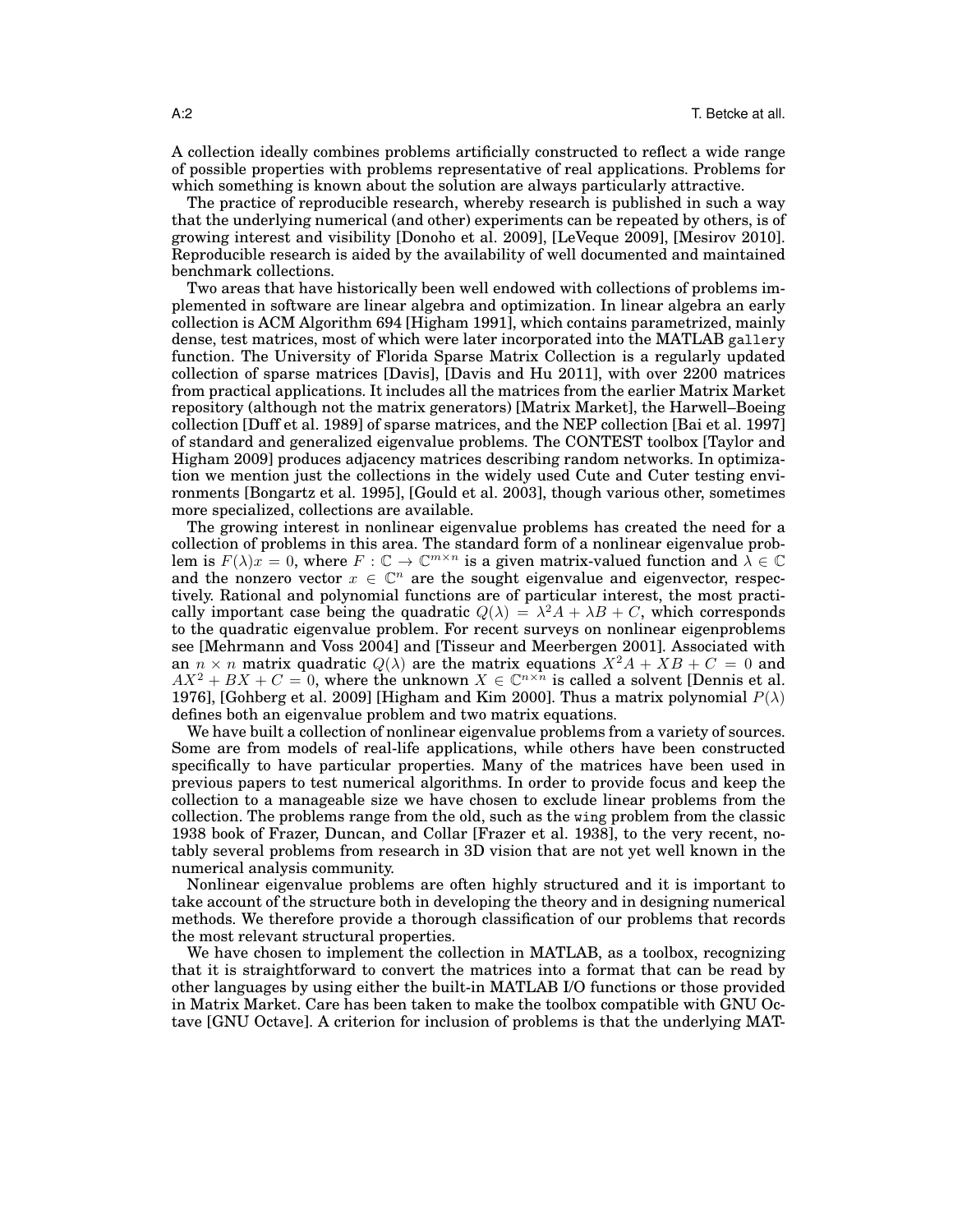A collection ideally combines problems artificially constructed to reflect a wide range of possible properties with problems representative of real applications. Problems for which something is known about the solution are always particularly attractive.

The practice of reproducible research, whereby research is published in such a way that the underlying numerical (and other) experiments can be repeated by others, is of growing interest and visibility [Donoho et al. 2009], [LeVeque 2009], [Mesirov 2010]. Reproducible research is aided by the availability of well documented and maintained benchmark collections.

Two areas that have historically been well endowed with collections of problems implemented in software are linear algebra and optimization. In linear algebra an early collection is ACM Algorithm 694 [Higham 1991], which contains parametrized, mainly dense, test matrices, most of which were later incorporated into the MATLAB `gallery` function. The University of Florida Sparse Matrix Collection is a regularly updated collection of sparse matrices [Davis], [Davis and Hu 2011], with over 2200 matrices from practical applications. It includes all the matrices from the earlier Matrix Market repository (although not the matrix generators) [Matrix Market], the Harwell–Boeing collection [Duff et al. 1989] of sparse matrices, and the NEP collection [Bai et al. 1997] of standard and generalized eigenvalue problems. The CONTEST toolbox [Taylor and Higham 2009] produces adjacency matrices describing random networks. In optimization we mention just the collections in the widely used Cute and Cuter testing environments [Bongartz et al. 1995], [Gould et al. 2003], though various other, sometimes more specialized, collections are available.

The growing interest in nonlinear eigenvalue problems has created the need for a collection of problems in this area. The standard form of a nonlinear eigenvalue problem is $F(\lambda)x = 0$, where $F : \mathbb{C} \to \mathbb{C}^{m\times n}$ is a given matrix-valued function and $\lambda \in \mathbb{C}$ and the nonzero vector $x \in \mathbb{C}^n$ are the sought eigenvalue and eigenvector, respectively. Rational and polynomial functions are of particular interest, the most practically important case being the quadratic $Q(\lambda) = \lambda^2 A + \lambda B + C$, which corresponds to the quadratic eigenvalue problem. For recent surveys on nonlinear eigenproblems see [Mehrmann and Voss 2004] and [Tisseur and Meerbergen 2001]. Associated with an $n \times n$ matrix quadratic $Q(\lambda)$ are the matrix equations $X^2A + XB + C = 0$ and $AX^2 + BX + C = 0$, where the unknown $X \in \mathbb{C}^{n\times n}$ is called a solvent [Dennis et al. 1976], [Gohberg et al. 2009] [Higham and Kim 2000]. Thus a matrix polynomial $P(\lambda)$ defines both an eigenvalue problem and two matrix equations.

We have built a collection of nonlinear eigenvalue problems from a variety of sources. Some are from models of real-life applications, while others have been constructed specifically to have particular properties. Many of the matrices have been used in previous papers to test numerical algorithms. In order to provide focus and keep the collection to a manageable size we have chosen to exclude linear problems from the collection. The problems range from the old, such as the `wing` problem from the classic 1938 book of Frazer, Duncan, and Collar [Frazer et al. 1938], to the very recent, notably several problems from research in 3D vision that are not yet well known in the numerical analysis community.

Nonlinear eigenvalue problems are often highly structured and it is important to take account of the structure both in developing the theory and in designing numerical methods. We therefore provide a thorough classification of our problems that records the most relevant structural properties.

We have chosen to implement the collection in MATLAB, as a toolbox, recognizing that it is straightforward to convert the matrices into a format that can be read by other languages by using either the built-in MATLAB I/O functions or those provided in Matrix Market. Care has been taken to make the toolbox compatible with GNU Octave [GNU Octave]. A criterion for inclusion of problems is that the underlying MAT-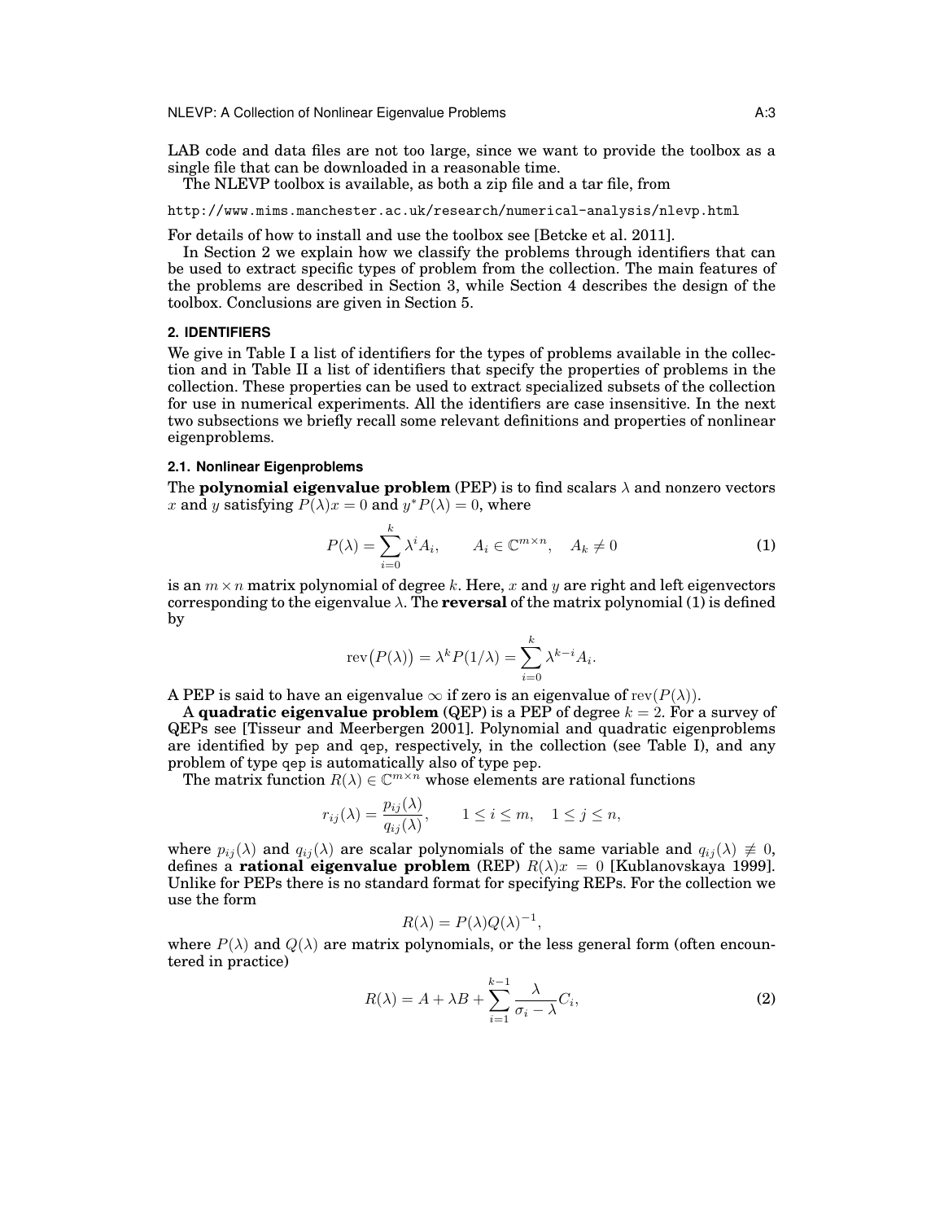LAB code and data files are not too large, since we want to provide the toolbox as a single file that can be downloaded in a reasonable time.

The NLEVP toolbox is available, as both a zip file and a tar file, from

http://www.mims.manchester.ac.uk/research/numerical-analysis/nlevp.html

For details of how to install and use the toolbox see [Betcke et al. 2011].

In Section 2 we explain how we classify the problems through identifiers that can be used to extract specific types of problem from the collection. The main features of the problems are described in Section 3, while Section 4 describes the design of the toolbox. Conclusions are given in Section 5.

## 2. IDENTIFIERS

We give in Table I a list of identifiers for the types of problems available in the collection and in Table II a list of identifiers that specify the properties of problems in the collection. These properties can be used to extract specialized subsets of the collection for use in numerical experiments. All the identifiers are case insensitive. In the next two subsections we briefly recall some relevant definitions and properties of nonlinear eigenproblems.

### 2.1. Nonlinear Eigenproblems

The **polynomial eigenvalue problem** (PEP) is to find scalars $\lambda$ and nonzero vectors $x$ and $y$ satisfying $P(\lambda)x = 0$ and $y^*P(\lambda) = 0$, where

$$P(\lambda) = \sum_{i=0}^{k} \lambda^i A_i, \qquad A_i \in \mathbb{C}^{m\times n}, \quad A_k \neq 0 \tag{1}$$

is an $m \times n$ matrix polynomial of degree $k$. Here, $x$ and $y$ are right and left eigenvectors corresponding to the eigenvalue $\lambda$. The **reversal** of the matrix polynomial (1) is defined by

$$\operatorname{rev}\big(P(\lambda)\big) = \lambda^k P(1/\lambda) = \sum_{i=0}^{k} \lambda^{k-i} A_i.$$

A PEP is said to have an eigenvalue $\infty$ if zero is an eigenvalue of $\operatorname{rev}(P(\lambda))$.

A **quadratic eigenvalue problem** (QEP) is a PEP of degree $k = 2$. For a survey of QEPs see [Tisseur and Meerbergen 2001]. Polynomial and quadratic eigenproblems are identified by `pep` and `qep`, respectively, in the collection (see Table I), and any problem of type `qep` is automatically also of type `pep`.

The matrix function $R(\lambda) \in \mathbb{C}^{m\times n}$ whose elements are rational functions

$$r_{ij}(\lambda) = \frac{p_{ij}(\lambda)}{q_{ij}(\lambda)}, \qquad 1 \le i \le m, \quad 1 \le j \le n,$$

where $p_{ij}(\lambda)$ and $q_{ij}(\lambda)$ are scalar polynomials of the same variable and $q_{ij}(\lambda) \not\equiv 0$, defines a **rational eigenvalue problem** (REP) $R(\lambda)x = 0$ [Kublanovskaya 1999]. Unlike for PEPs there is no standard format for specifying REPs. For the collection we use the form

$$R(\lambda) = P(\lambda)Q(\lambda)^{-1},$$

where $P(\lambda)$ and $Q(\lambda)$ are matrix polynomials, or the less general form (often encountered in practice)

$$R(\lambda) = A + \lambda B + \sum_{i=1}^{k-1} \frac{\lambda}{\sigma_i - \lambda} C_i, \tag{2}$$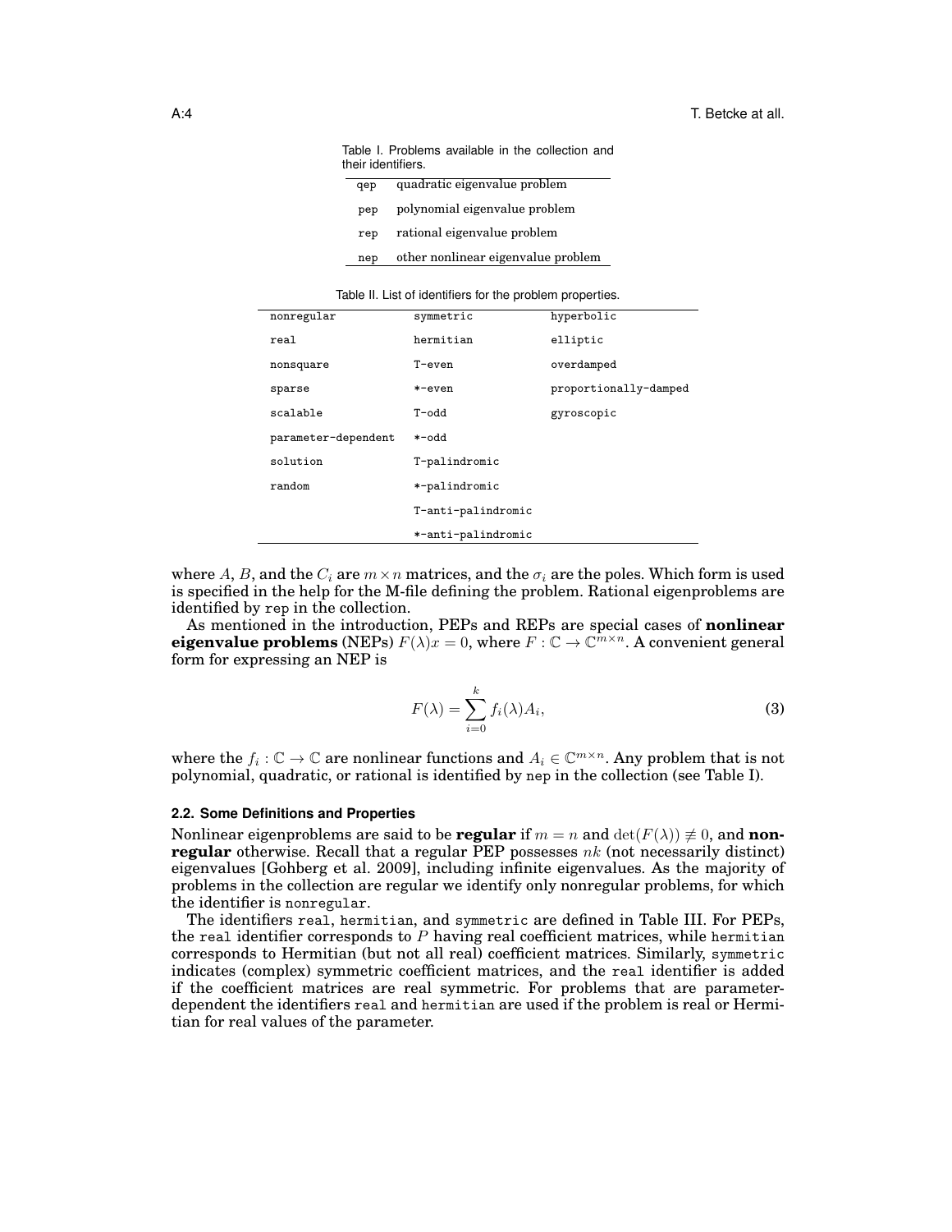Table I. Problems available in the collection and their identifiers.

| | |
|---|---|
| qep | quadratic eigenvalue problem |
| pep | polynomial eigenvalue problem |
| rep | rational eigenvalue problem |
| nep | other nonlinear eigenvalue problem |

Table II. List of identifiers for the problem properties.

| | | |
|---|---|---|
| nonregular | symmetric | hyperbolic |
| real | hermitian | elliptic |
| nonsquare | T-even | overdamped |
| sparse | *-even | proportionally-damped |
| scalable | T-odd | gyroscopic |
| parameter-dependent | *-odd | |
| solution | T-palindromic | |
| random | *-palindromic | |
| | T-anti-palindromic | |
| | *-anti-palindromic | |

where $A$, $B$, and the $C_i$ are $m \times n$ matrices, and the $\sigma_i$ are the poles. Which form is used is specified in the help for the M-file defining the problem. Rational eigenproblems are identified by rep in the collection.

As mentioned in the introduction, PEPs and REPs are special cases of **nonlinear eigenvalue problems** (NEPs) $F(\lambda)x = 0$, where $F : \mathbb{C} \to \mathbb{C}^{m \times n}$. A convenient general form for expressing an NEP is

$$F(\lambda) = \sum_{i=0}^{k} f_i(\lambda) A_i, \tag{3}$$

where the $f_i : \mathbb{C} \to \mathbb{C}$ are nonlinear functions and $A_i \in \mathbb{C}^{m \times n}$. Any problem that is not polynomial, quadratic, or rational is identified by nep in the collection (see Table I).

### 2.2. Some Definitions and Properties

Nonlinear eigenproblems are said to be **regular** if $m = n$ and $\det(F(\lambda)) \not\equiv 0$, and **nonregular** otherwise. Recall that a regular PEP possesses $nk$ (not necessarily distinct) eigenvalues [Gohberg et al. 2009], including infinite eigenvalues. As the majority of problems in the collection are regular we identify only nonregular problems, for which the identifier is nonregular.

The identifiers real, hermitian, and symmetric are defined in Table III. For PEPs, the real identifier corresponds to $P$ having real coefficient matrices, while hermitian corresponds to Hermitian (but not all real) coefficient matrices. Similarly, symmetric indicates (complex) symmetric coefficient matrices, and the real identifier is added if the coefficient matrices are real symmetric. For problems that are parameter-dependent the identifiers real and hermitian are used if the problem is real or Hermitian for real values of the parameter.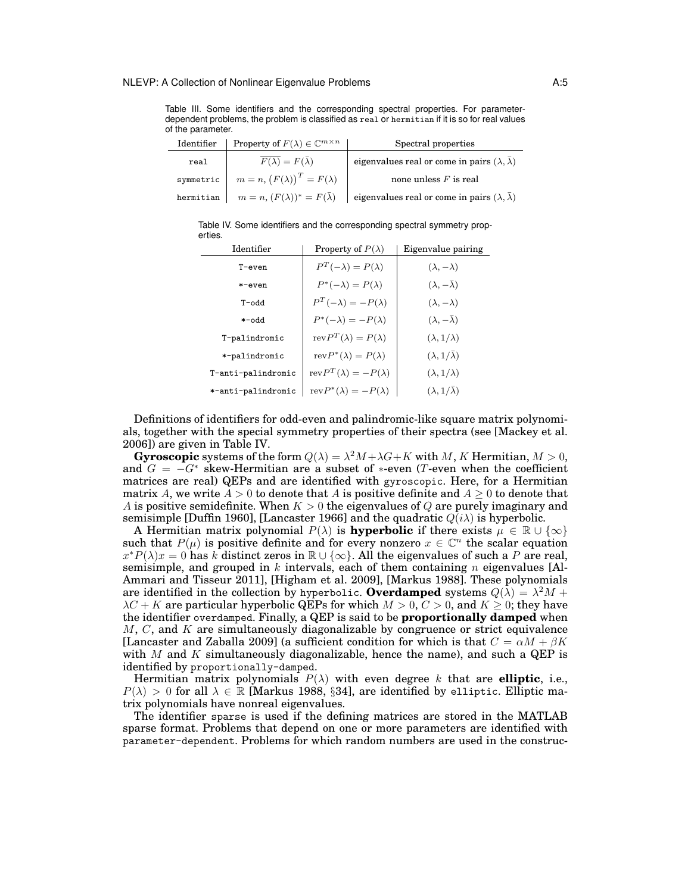Table III. Some identifiers and the corresponding spectral properties. For parameter-dependent problems, the problem is classified as `real` or `hermitian` if it is so for real values of the parameter.

| Identifier | Property of $F(\lambda) \in \mathbb{C}^{m\times n}$ | Spectral properties |
|---|---|---|
| `real` | $\overline{F(\lambda)} = F(\bar{\lambda})$ | eigenvalues real or come in pairs $(\lambda, \bar{\lambda})$ |
| `symmetric` | $m = n,\ \big(F(\lambda)\big)^T = F(\lambda)$ | none unless $F$ is real |
| `hermitian` | $m = n,\ (F(\lambda))^* = F(\bar{\lambda})$ | eigenvalues real or come in pairs $(\lambda, \bar{\lambda})$ |

Table IV. Some identifiers and the corresponding spectral symmetry properties.

| Identifier | Property of $P(\lambda)$ | Eigenvalue pairing |
|---|---|---|
| `T-even` | $P^T(-\lambda) = P(\lambda)$ | $(\lambda, -\lambda)$ |
| `*-even` | $P^*(-\lambda) = P(\lambda)$ | $(\lambda, -\bar{\lambda})$ |
| `T-odd` | $P^T(-\lambda) = -P(\lambda)$ | $(\lambda, -\lambda)$ |
| `*-odd` | $P^*(-\lambda) = -P(\lambda)$ | $(\lambda, -\bar{\lambda})$ |
| `T-palindromic` | $\mathrm{rev}P^T(\lambda) = P(\lambda)$ | $(\lambda, 1/\lambda)$ |
| `*-palindromic` | $\mathrm{rev}P^*(\lambda) = P(\lambda)$ | $(\lambda, 1/\bar{\lambda})$ |
| `T-anti-palindromic` | $\mathrm{rev}P^T(\lambda) = -P(\lambda)$ | $(\lambda, 1/\lambda)$ |
| `*-anti-palindromic` | $\mathrm{rev}P^*(\lambda) = -P(\lambda)$ | $(\lambda, 1/\bar{\lambda})$ |

Definitions of identifiers for odd-even and palindromic-like square matrix polynomials, together with the special symmetry properties of their spectra (see [Mackey et al. 2006]) are given in Table IV.

**Gyroscopic** systems of the form $Q(\lambda) = \lambda^2 M + \lambda G + K$ with $M$, $K$ Hermitian, $M > 0$, and $G = -G^*$ skew-Hermitian are a subset of $*$-even ($T$-even when the coefficient matrices are real) QEPs and are identified with `gyroscopic`. Here, for a Hermitian matrix $A$, we write $A > 0$ to denote that $A$ is positive definite and $A \geq 0$ to denote that $A$ is positive semidefinite. When $K > 0$ the eigenvalues of $Q$ are purely imaginary and semisimple [Duffin 1960], [Lancaster 1966] and the quadratic $Q(i\lambda)$ is hyperbolic.

A Hermitian matrix polynomial $P(\lambda)$ is **hyperbolic** if there exists $\mu \in \mathbb{R} \cup \{\infty\}$ such that $P(\mu)$ is positive definite and for every nonzero $x \in \mathbb{C}^n$ the scalar equation $x^* P(\lambda) x = 0$ has $k$ distinct zeros in $\mathbb{R} \cup \{\infty\}$. All the eigenvalues of such a $P$ are real, semisimple, and grouped in $k$ intervals, each of them containing $n$ eigenvalues [Al-Ammari and Tisseur 2011], [Higham et al. 2009], [Markus 1988]. These polynomials are identified in the collection by `hyperbolic`. **Overdamped** systems $Q(\lambda) = \lambda^2 M + \lambda C + K$ are particular hyperbolic QEPs for which $M > 0$, $C > 0$, and $K \geq 0$; they have the identifier `overdamped`. Finally, a QEP is said to be **proportionally damped** when $M$, $C$, and $K$ are simultaneously diagonalizable by congruence or strict equivalence [Lancaster and Zaballa 2009] (a sufficient condition for which is that $C = \alpha M + \beta K$ with $M$ and $K$ simultaneously diagonalizable, hence the name), and such a QEP is identified by `proportionally-damped`.

Hermitian matrix polynomials $P(\lambda)$ with even degree $k$ that are **elliptic**, i.e., $P(\lambda) > 0$ for all $\lambda \in \mathbb{R}$ [Markus 1988, §34], are identified by `elliptic`. Elliptic matrix polynomials have nonreal eigenvalues.

The identifier `sparse` is used if the defining matrices are stored in the MATLAB sparse format. Problems that depend on one or more parameters are identified with `parameter-dependent`. Problems for which random numbers are used in the construc-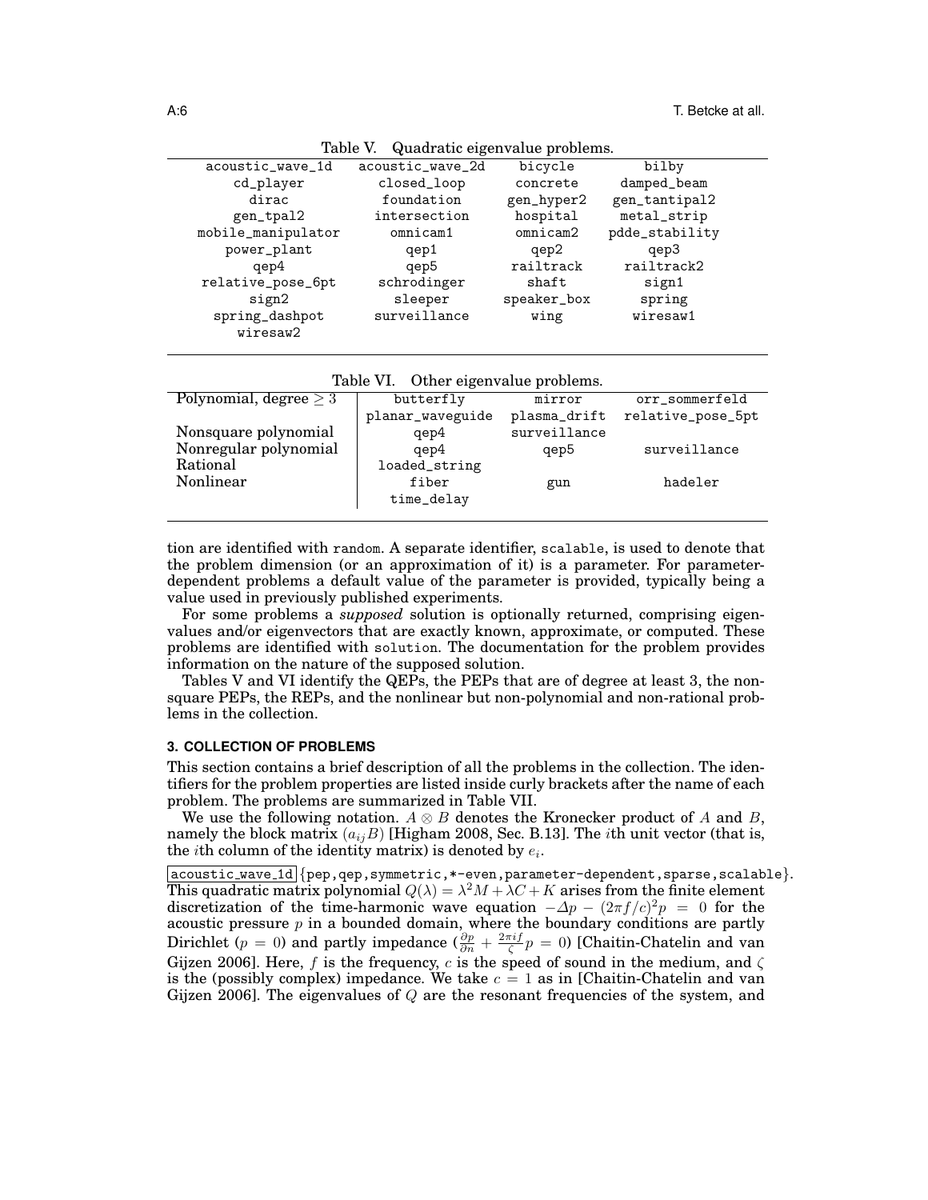Table V. Quadratic eigenvalue problems.

| | | | |
|---|---|---|---|
| acoustic_wave_1d | acoustic_wave_2d | bicycle | bilby |
| cd_player | closed_loop | concrete | damped_beam |
| dirac | foundation | gen_hyper2 | gen_tantipal2 |
| gen_tpal2 | intersection | hospital | metal_strip |
| mobile_manipulator | omnicam1 | omnicam2 | pdde_stability |
| power_plant | qep1 | qep2 | qep3 |
| qep4 | qep5 | railtrack | railtrack2 |
| relative_pose_6pt | schrodinger | shaft | sign1 |
| sign2 | sleeper | speaker_box | spring |
| spring_dashpot | surveillance | wing | wiresaw1 |
| wiresaw2 | | | |

Table VI. Other eigenvalue problems.

| | | | |
|---|---|---|---|
| Polynomial, degree $\geq 3$ | butterfly | mirror | orr_sommerfeld |
| | planar_waveguide | plasma_drift | relative_pose_5pt |
| Nonsquare polynomial | qep4 | surveillance | |
| Nonregular polynomial | qep4 | qep5 | surveillance |
| Rational | loaded_string | | |
| Nonlinear | fiber | gun | hadeler |
| | time_delay | | |

tion are identified with random. A separate identifier, scalable, is used to denote that the problem dimension (or an approximation of it) is a parameter. For parameter-dependent problems a default value of the parameter is provided, typically being a value used in previously published experiments.

For some problems a *supposed* solution is optionally returned, comprising eigenvalues and/or eigenvectors that are exactly known, approximate, or computed. These problems are identified with solution. The documentation for the problem provides information on the nature of the supposed solution.

Tables V and VI identify the QEPs, the PEPs that are of degree at least 3, the nonsquare PEPs, the REPs, and the nonlinear but non-polynomial and non-rational problems in the collection.

### 3. COLLECTION OF PROBLEMS

This section contains a brief description of all the problems in the collection. The identifiers for the problem properties are listed inside curly brackets after the name of each problem. The problems are summarized in Table VII.

We use the following notation. $A \otimes B$ denotes the Kronecker product of $A$ and $B$, namely the block matrix $(a_{ij}B)$ [Higham 2008, Sec. B.13]. The $i$th unit vector (that is, the $i$th column of the identity matrix) is denoted by $e_i$.

acoustic_wave_1d {pep,qep,symmetric,*-even,parameter-dependent,sparse,scalable}. This quadratic matrix polynomial $Q(\lambda) = \lambda^2 M + \lambda C + K$ arises from the finite element discretization of the time-harmonic wave equation $-\Delta p - (2\pi f/c)^2 p = 0$ for the acoustic pressure $p$ in a bounded domain, where the boundary conditions are partly Dirichlet ($p = 0$) and partly impedance ($\frac{\partial p}{\partial n} + \frac{2\pi i f}{\zeta} p = 0$) [Chaitin-Chatelin and van Gijzen 2006]. Here, $f$ is the frequency, $c$ is the speed of sound in the medium, and $\zeta$ is the (possibly complex) impedance. We take $c = 1$ as in [Chaitin-Chatelin and van Gijzen 2006]. The eigenvalues of $Q$ are the resonant frequencies of the system, and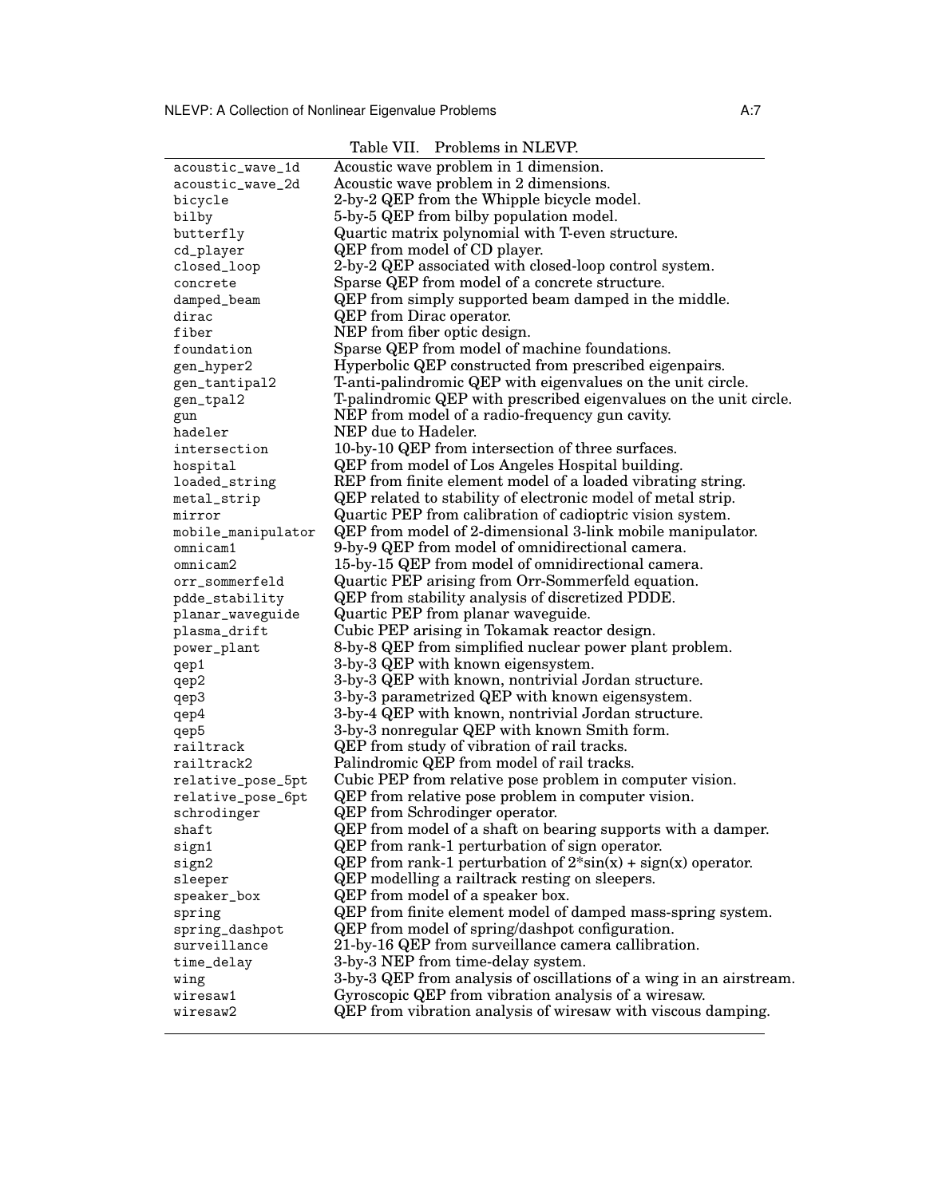Table VII. Problems in NLEVP.

| | |
|---|---|
| acoustic_wave_1d | Acoustic wave problem in 1 dimension. |
| acoustic_wave_2d | Acoustic wave problem in 2 dimensions. |
| bicycle | 2-by-2 QEP from the Whipple bicycle model. |
| bilby | 5-by-5 QEP from bilby population model. |
| butterfly | Quartic matrix polynomial with T-even structure. |
| cd_player | QEP from model of CD player. |
| closed_loop | 2-by-2 QEP associated with closed-loop control system. |
| concrete | Sparse QEP from model of a concrete structure. |
| damped_beam | QEP from simply supported beam damped in the middle. |
| dirac | QEP from Dirac operator. |
| fiber | NEP from fiber optic design. |
| foundation | Sparse QEP from model of machine foundations. |
| gen_hyper2 | Hyperbolic QEP constructed from prescribed eigenpairs. |
| gen_tantipal2 | T-anti-palindromic QEP with eigenvalues on the unit circle. |
| gen_tpal2 | T-palindromic QEP with prescribed eigenvalues on the unit circle. |
| gun | NEP from model of a radio-frequency gun cavity. |
| hadeler | NEP due to Hadeler. |
| intersection | 10-by-10 QEP from intersection of three surfaces. |
| hospital | QEP from model of Los Angeles Hospital building. |
| loaded_string | REP from finite element model of a loaded vibrating string. |
| metal_strip | QEP related to stability of electronic model of metal strip. |
| mirror | Quartic PEP from calibration of cadioptric vision system. |
| mobile_manipulator | QEP from model of 2-dimensional 3-link mobile manipulator. |
| omnicam1 | 9-by-9 QEP from model of omnidirectional camera. |
| omnicam2 | 15-by-15 QEP from model of omnidirectional camera. |
| orr_sommerfeld | Quartic PEP arising from Orr-Sommerfeld equation. |
| pdde_stability | QEP from stability analysis of discretized PDDE. |
| planar_waveguide | Quartic PEP from planar waveguide. |
| plasma_drift | Cubic PEP arising in Tokamak reactor design. |
| power_plant | 8-by-8 QEP from simplified nuclear power plant problem. |
| qep1 | 3-by-3 QEP with known eigensystem. |
| qep2 | 3-by-3 QEP with known, nontrivial Jordan structure. |
| qep3 | 3-by-3 parametrized QEP with known eigensystem. |
| qep4 | 3-by-4 QEP with known, nontrivial Jordan structure. |
| qep5 | 3-by-3 nonregular QEP with known Smith form. |
| railtrack | QEP from study of vibration of rail tracks. |
| railtrack2 | Palindromic QEP from model of rail tracks. |
| relative_pose_5pt | Cubic PEP from relative pose problem in computer vision. |
| relative_pose_6pt | QEP from relative pose problem in computer vision. |
| schrodinger | QEP from Schrodinger operator. |
| shaft | QEP from model of a shaft on bearing supports with a damper. |
| sign1 | QEP from rank-1 perturbation of sign operator. |
| sign2 | QEP from rank-1 perturbation of 2*sin(x) + sign(x) operator. |
| sleeper | QEP modelling a railtrack resting on sleepers. |
| speaker_box | QEP from model of a speaker box. |
| spring | QEP from finite element model of damped mass-spring system. |
| spring_dashpot | QEP from model of spring/dashpot configuration. |
| surveillance | 21-by-16 QEP from surveillance camera callibration. |
| time_delay | 3-by-3 NEP from time-delay system. |
| wing | 3-by-3 QEP from analysis of oscillations of a wing in an airstream. |
| wiresaw1 | Gyroscopic QEP from vibration analysis of a wiresaw. |
| wiresaw2 | QEP from vibration analysis of wiresaw with viscous damping. |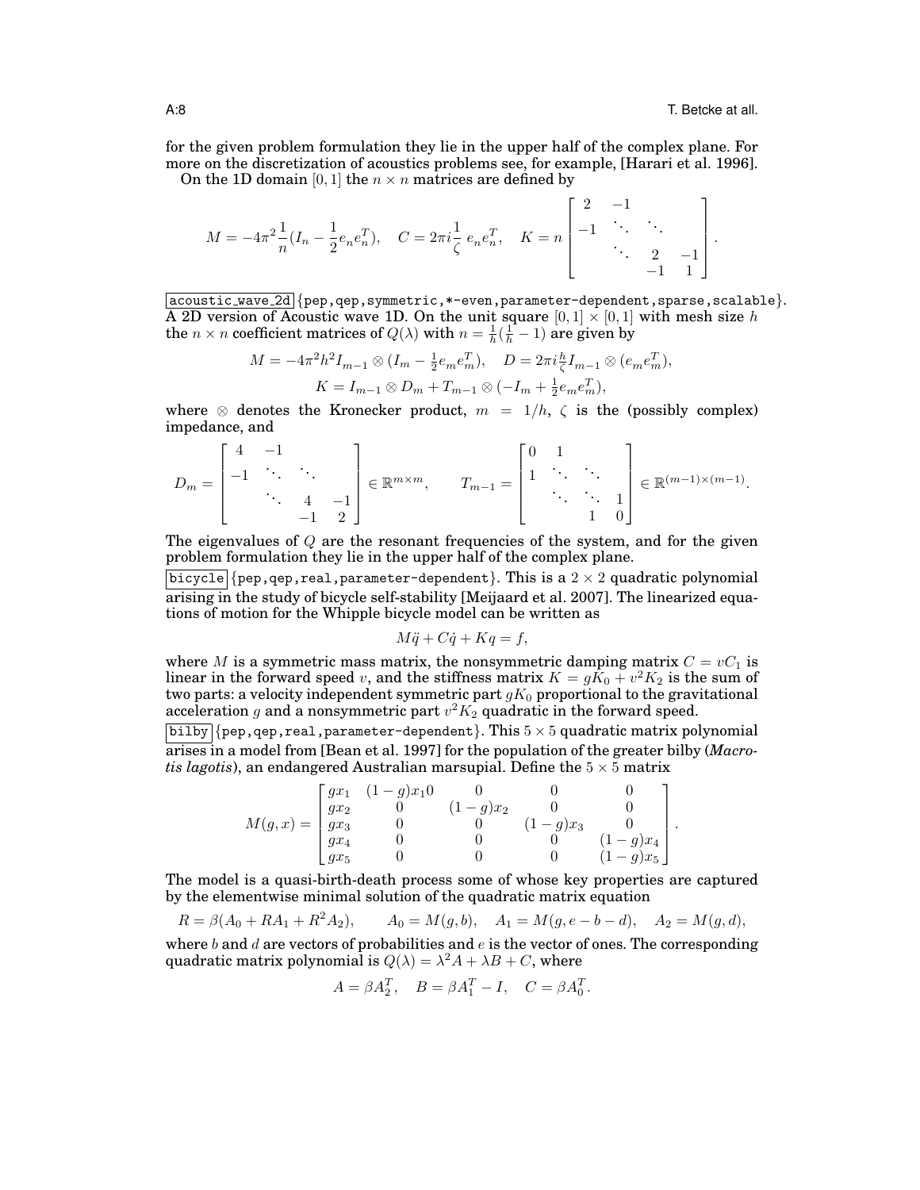for the given problem formulation they lie in the upper half of the complex plane. For more on the discretization of acoustics problems see, for example, [Harari et al. 1996].

On the 1D domain $[0,1]$ the $n \times n$ matrices are defined by

$$M = -4\pi^2 \frac{1}{n}(I_n - \frac{1}{2} e_n e_n^T), \quad C = 2\pi i \frac{1}{\zeta}\, e_n e_n^T, \quad K = n \begin{bmatrix} 2 & -1 & & \\ -1 & \ddots & \ddots & \\ & \ddots & 2 & -1 \\ & & -1 & 1 \end{bmatrix}.$$

`acoustic_wave_2d` {pep,qep,symmetric,*-even,parameter-dependent,sparse,scalable}. A 2D version of Acoustic wave 1D. On the unit square $[0,1] \times [0,1]$ with mesh size $h$ the $n \times n$ coefficient matrices of $Q(\lambda)$ with $n = \frac{1}{h}(\frac{1}{h} - 1)$ are given by

$$M = -4\pi^2 h^2 I_{m-1} \otimes (I_m - \tfrac{1}{2} e_m e_m^T), \quad D = 2\pi i \tfrac{h}{\zeta} I_{m-1} \otimes (e_m e_m^T),$$
$$K = I_{m-1} \otimes D_m + T_{m-1} \otimes (-I_m + \tfrac{1}{2} e_m e_m^T),$$

where $\otimes$ denotes the Kronecker product, $m = 1/h$, $\zeta$ is the (possibly complex) impedance, and

$$D_m = \begin{bmatrix} 4 & -1 & & \\ -1 & \ddots & \ddots & \\ & \ddots & 4 & -1 \\ & & -1 & 2 \end{bmatrix} \in \mathbb{R}^{m \times m}, \qquad T_{m-1} = \begin{bmatrix} 0 & 1 & & \\ 1 & \ddots & \ddots & \\ & \ddots & \ddots & 1 \\ & & 1 & 0 \end{bmatrix} \in \mathbb{R}^{(m-1)\times(m-1)}.$$

The eigenvalues of $Q$ are the resonant frequencies of the system, and for the given problem formulation they lie in the upper half of the complex plane.

`bicycle` {pep,qep,real,parameter-dependent}. This is a $2 \times 2$ quadratic polynomial arising in the study of bicycle self-stability [Meijaard et al. 2007]. The linearized equations of motion for the Whipple bicycle model can be written as

$$M\ddot{q} + C\dot{q} + Kq = f,$$

where $M$ is a symmetric mass matrix, the nonsymmetric damping matrix $C = vC_1$ is linear in the forward speed $v$, and the stiffness matrix $K = gK_0 + v^2 K_2$ is the sum of two parts: a velocity independent symmetric part $gK_0$ proportional to the gravitational acceleration $g$ and a nonsymmetric part $v^2 K_2$ quadratic in the forward speed.

`bilby` {pep,qep,real,parameter-dependent}. This $5 \times 5$ quadratic matrix polynomial arises in a model from [Bean et al. 1997] for the population of the greater bilby (*Macrotis lagotis*), an endangered Australian marsupial. Define the $5 \times 5$ matrix

$$M(g,x) = \begin{bmatrix} gx_1 & (1-g)x_1 0 & 0 & 0 & 0 \\ gx_2 & 0 & (1-g)x_2 & 0 & 0 \\ gx_3 & 0 & 0 & (1-g)x_3 & 0 \\ gx_4 & 0 & 0 & 0 & (1-g)x_4 \\ gx_5 & 0 & 0 & 0 & (1-g)x_5 \end{bmatrix}.$$

The model is a quasi-birth-death process some of whose key properties are captured by the elementwise minimal solution of the quadratic matrix equation

$$R = \beta(A_0 + RA_1 + R^2 A_2), \qquad A_0 = M(g,b), \quad A_1 = M(g, e-b-d), \quad A_2 = M(g,d),$$

where $b$ and $d$ are vectors of probabilities and $e$ is the vector of ones. The corresponding quadratic matrix polynomial is $Q(\lambda) = \lambda^2 A + \lambda B + C$, where

$$A = \beta A_2^T, \quad B = \beta A_1^T - I, \quad C = \beta A_0^T.$$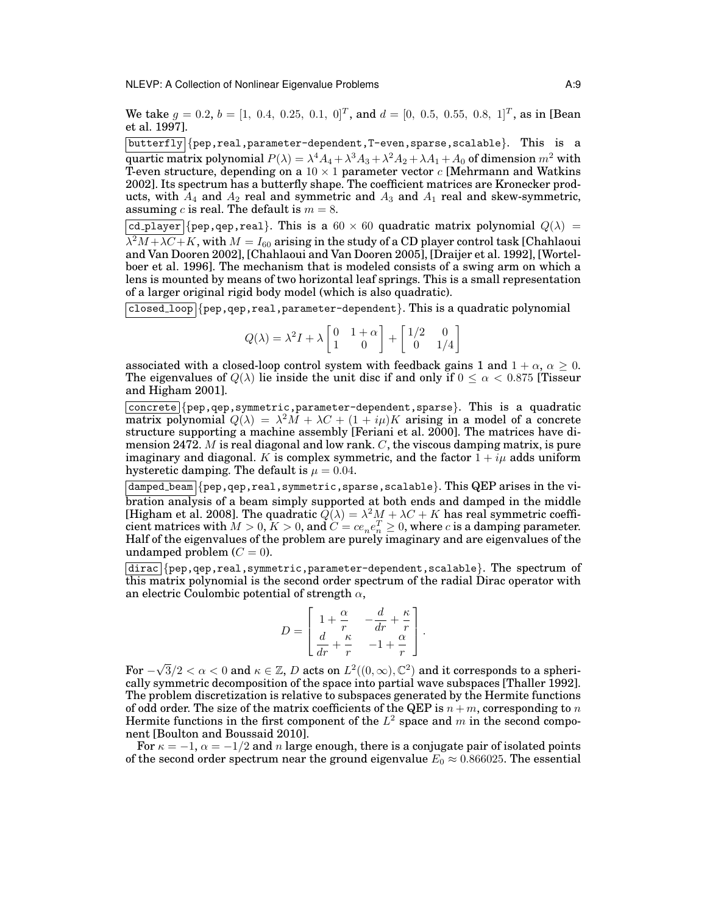We take $g = 0.2$, $b = [1,\ 0.4,\ 0.25,\ 0.1,\ 0]^T$, and $d = [0,\ 0.5,\ 0.55,\ 0.8,\ 1]^T$, as in [Bean et al. 1997].

`butterfly` {pep,real,parameter-dependent,T-even,sparse,scalable}. This is a quartic matrix polynomial $P(\lambda) = \lambda^4 A_4 + \lambda^3 A_3 + \lambda^2 A_2 + \lambda A_1 + A_0$ of dimension $m^2$ with T-even structure, depending on a $10 \times 1$ parameter vector $c$ [Mehrmann and Watkins 2002]. Its spectrum has a butterfly shape. The coefficient matrices are Kronecker products, with $A_4$ and $A_2$ real and symmetric and $A_3$ and $A_1$ real and skew-symmetric, assuming $c$ is real. The default is $m = 8$.

`cd_player` {pep,qep,real}. This is a $60 \times 60$ quadratic matrix polynomial $Q(\lambda) = \lambda^2 M + \lambda C + K$, with $M = I_{60}$ arising in the study of a CD player control task [Chahlaoui and Van Dooren 2002], [Chahlaoui and Van Dooren 2005], [Draijer et al. 1992], [Wortelboer et al. 1996]. The mechanism that is modeled consists of a swing arm on which a lens is mounted by means of two horizontal leaf springs. This is a small representation of a larger original rigid body model (which is also quadratic).

`closed_loop` {pep,qep,real,parameter-dependent}. This is a quadratic polynomial

$$Q(\lambda) = \lambda^2 I + \lambda \begin{bmatrix} 0 & 1+\alpha \\ 1 & 0 \end{bmatrix} + \begin{bmatrix} 1/2 & 0 \\ 0 & 1/4 \end{bmatrix}$$

associated with a closed-loop control system with feedback gains 1 and $1+\alpha$, $\alpha \geq 0$. The eigenvalues of $Q(\lambda)$ lie inside the unit disc if and only if $0 \leq \alpha < 0.875$ [Tisseur and Higham 2001].

`concrete` {pep,qep,symmetric,parameter-dependent,sparse}. This is a quadratic matrix polynomial $Q(\lambda) = \lambda^2 M + \lambda C + (1 + i\mu)K$ arising in a model of a concrete structure supporting a machine assembly [Feriani et al. 2000]. The matrices have dimension 2472. $M$ is real diagonal and low rank. $C$, the viscous damping matrix, is pure imaginary and diagonal. $K$ is complex symmetric, and the factor $1 + i\mu$ adds uniform hysteretic damping. The default is $\mu = 0.04$.

`damped_beam` {pep,qep,real,symmetric,sparse,scalable}. This QEP arises in the vibration analysis of a beam simply supported at both ends and damped in the middle [Higham et al. 2008]. The quadratic $Q(\lambda) = \lambda^2 M + \lambda C + K$ has real symmetric coefficient matrices with $M > 0$, $K > 0$, and $C = c e_n e_n^T \geq 0$, where $c$ is a damping parameter. Half of the eigenvalues of the problem are purely imaginary and are eigenvalues of the undamped problem ($C = 0$).

`dirac` {pep,qep,real,symmetric,parameter-dependent,scalable}. The spectrum of this matrix polynomial is the second order spectrum of the radial Dirac operator with an electric Coulombic potential of strength $\alpha$,

$$D = \begin{bmatrix} 1 + \dfrac{\alpha}{r} & -\dfrac{d}{dr} + \dfrac{\kappa}{r} \\ \dfrac{d}{dr} + \dfrac{\kappa}{r} & -1 + \dfrac{\alpha}{r} \end{bmatrix}.$$

For $-\sqrt{3}/2 < \alpha < 0$ and $\kappa \in \mathbb{Z}$, $D$ acts on $L^2((0,\infty), \mathbb{C}^2)$ and it corresponds to a spherically symmetric decomposition of the space into partial wave subspaces [Thaller 1992]. The problem discretization is relative to subspaces generated by the Hermite functions of odd order. The size of the matrix coefficients of the QEP is $n + m$, corresponding to $n$ Hermite functions in the first component of the $L^2$ space and $m$ in the second component [Boulton and Boussaid 2010].

For $\kappa = -1$, $\alpha = -1/2$ and $n$ large enough, there is a conjugate pair of isolated points of the second order spectrum near the ground eigenvalue $E_0 \approx 0.866025$. The essential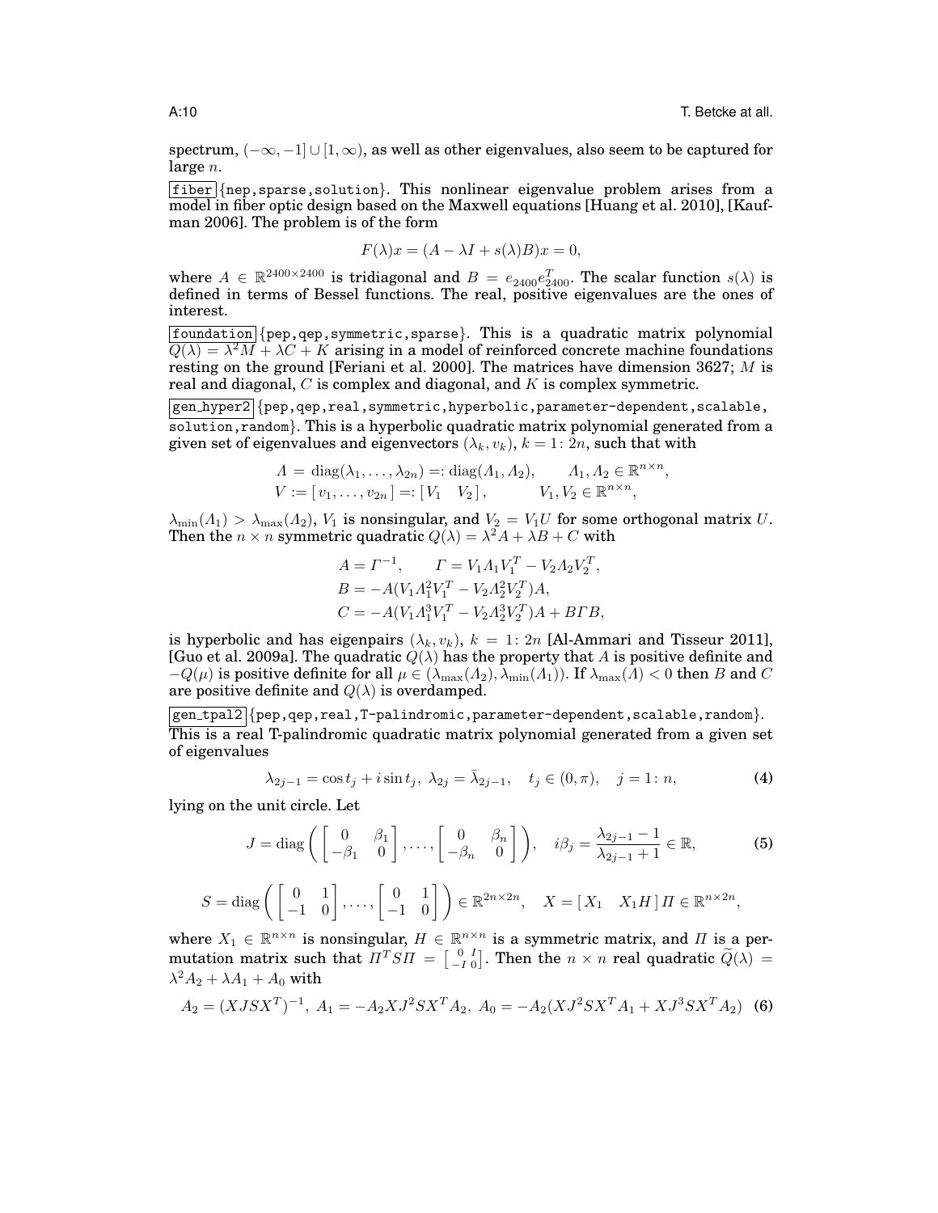spectrum, $(-\infty, -1] \cup [1, \infty)$, as well as other eigenvalues, also seem to be captured for large $n$.

`fiber` {`nep,sparse,solution`}. This nonlinear eigenvalue problem arises from a model in fiber optic design based on the Maxwell equations [Huang et al. 2010], [Kaufman 2006]. The problem is of the form

$$F(\lambda)x = (A - \lambda I + s(\lambda)B)x = 0,$$

where $A \in \mathbb{R}^{2400\times 2400}$ is tridiagonal and $B = e_{2400}e_{2400}^T$. The scalar function $s(\lambda)$ is defined in terms of Bessel functions. The real, positive eigenvalues are the ones of interest.

`foundation` {`pep,qep,symmetric,sparse`}. This is a quadratic matrix polynomial $Q(\lambda) = \lambda^2 M + \lambda C + K$ arising in a model of reinforced concrete machine foundations resting on the ground [Feriani et al. 2000]. The matrices have dimension 3627; $M$ is real and diagonal, $C$ is complex and diagonal, and $K$ is complex symmetric.

`gen_hyper2` {`pep,qep,real,symmetric,hyperbolic,parameter-dependent,scalable, solution,random`}. This is a hyperbolic quadratic matrix polynomial generated from a given set of eigenvalues and eigenvectors $(\lambda_k, v_k)$, $k = 1\colon 2n$, such that with

$$\begin{aligned}
\Lambda &= \operatorname{diag}(\lambda_1,\ldots,\lambda_{2n}) =: \operatorname{diag}(\Lambda_1,\Lambda_2), \qquad \Lambda_1,\Lambda_2 \in \mathbb{R}^{n\times n},\\
V &:= [\, v_1,\ldots,v_{2n}\,] =: [\, V_1 \quad V_2\,], \qquad V_1,V_2 \in \mathbb{R}^{n\times n},
\end{aligned}$$

$\lambda_{\min}(\Lambda_1) > \lambda_{\max}(\Lambda_2)$, $V_1$ is nonsingular, and $V_2 = V_1 U$ for some orthogonal matrix $U$. Then the $n\times n$ symmetric quadratic $Q(\lambda) = \lambda^2 A + \lambda B + C$ with

$$\begin{aligned}
A &= \Gamma^{-1}, \qquad \Gamma = V_1\Lambda_1 V_1^T - V_2\Lambda_2 V_2^T,\\
B &= -A(V_1\Lambda_1^2 V_1^T - V_2\Lambda_2^2 V_2^T)A,\\
C &= -A(V_1\Lambda_1^3 V_1^T - V_2\Lambda_2^3 V_2^T)A + B\Gamma B,
\end{aligned}$$

is hyperbolic and has eigenpairs $(\lambda_k, v_k)$, $k = 1\colon 2n$ [Al-Ammari and Tisseur 2011], [Guo et al. 2009a]. The quadratic $Q(\lambda)$ has the property that $A$ is positive definite and $-Q(\mu)$ is positive definite for all $\mu \in (\lambda_{\max}(\Lambda_2), \lambda_{\min}(\Lambda_1))$. If $\lambda_{\max}(\Lambda) < 0$ then $B$ and $C$ are positive definite and $Q(\lambda)$ is overdamped.

`gen_tpal2` {`pep,qep,real,T-palindromic,parameter-dependent,scalable,random`}. This is a real T-palindromic quadratic matrix polynomial generated from a given set of eigenvalues

$$\lambda_{2j-1} = \cos t_j + i \sin t_j,\ \lambda_{2j} = \bar{\lambda}_{2j-1}, \quad t_j \in (0,\pi), \quad j = 1\colon n, \tag{4}$$

lying on the unit circle. Let

$$J = \operatorname{diag}\left( \begin{bmatrix} 0 & \beta_1 \\ -\beta_1 & 0 \end{bmatrix}, \ldots, \begin{bmatrix} 0 & \beta_n \\ -\beta_n & 0 \end{bmatrix} \right), \quad i\beta_j = \frac{\lambda_{2j-1}-1}{\lambda_{2j-1}+1} \in \mathbb{R}, \tag{5}$$

$$S = \operatorname{diag}\left( \begin{bmatrix} 0 & 1 \\ -1 & 0 \end{bmatrix}, \ldots, \begin{bmatrix} 0 & 1 \\ -1 & 0 \end{bmatrix} \right) \in \mathbb{R}^{2n\times 2n}, \quad X = [\, X_1 \quad X_1 H\,]\,\Pi \in \mathbb{R}^{n\times 2n},$$

where $X_1 \in \mathbb{R}^{n\times n}$ is nonsingular, $H \in \mathbb{R}^{n\times n}$ is a symmetric matrix, and $\Pi$ is a permutation matrix such that $\Pi^T S \Pi = \left[\begin{smallmatrix} 0 & I \\ -I & 0 \end{smallmatrix}\right]$. Then the $n\times n$ real quadratic $\widetilde{Q}(\lambda) = \lambda^2 A_2 + \lambda A_1 + A_0$ with

$$A_2 = (XJSX^T)^{-1},\ A_1 = -A_2 X J^2 S X^T A_2,\ A_0 = -A_2(XJ^2SX^TA_1 + XJ^3SX^TA_2) \tag{6}$$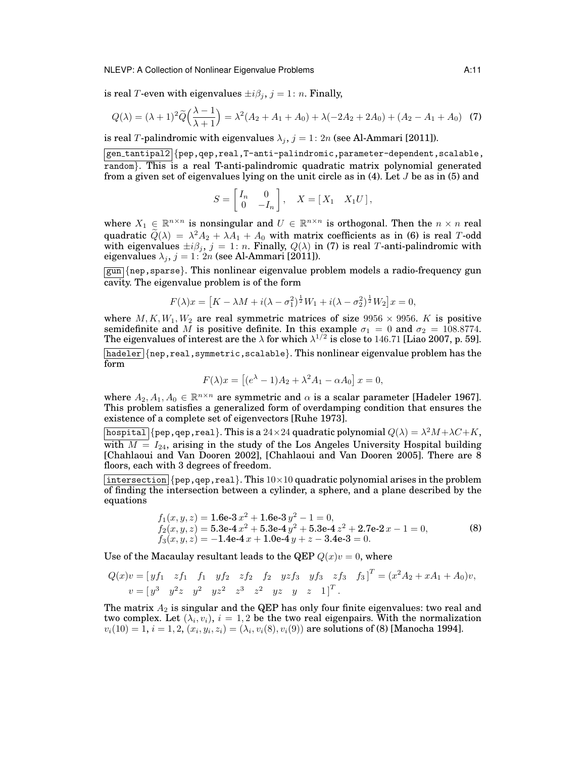is real $T$-even with eigenvalues $\pm i\beta_j$, $j = 1\colon n$. Finally,

$$Q(\lambda) = (\lambda+1)^2 \widetilde{Q}\Big(\frac{\lambda-1}{\lambda+1}\Big) = \lambda^2(A_2 + A_1 + A_0) + \lambda(-2A_2 + 2A_0) + (A_2 - A_1 + A_0) \quad (7)$$

is real $T$-palindromic with eigenvalues $\lambda_j$, $j = 1\colon 2n$ (see Al-Ammari [2011]).

`gen_tantipal2` {pep,qep,real,T-anti-palindromic,parameter-dependent,scalable, random}. This is a real T-anti-palindromic quadratic matrix polynomial generated from a given set of eigenvalues lying on the unit circle as in (4). Let $J$ be as in (5) and

$$S = \begin{bmatrix} I_n & 0 \\ 0 & -I_n \end{bmatrix}, \quad X = [\, X_1 \quad X_1 U \,],$$

where $X_1 \in \mathbb{R}^{n\times n}$ is nonsingular and $U \in \mathbb{R}^{n\times n}$ is orthogonal. Then the $n \times n$ real quadratic $\widetilde{Q}(\lambda) = \lambda^2 A_2 + \lambda A_1 + A_0$ with matrix coefficients as in (6) is real $T$-odd with eigenvalues $\pm i\beta_j$, $j = 1\colon n$. Finally, $Q(\lambda)$ in (7) is real $T$-anti-palindromic with eigenvalues $\lambda_j$, $j = 1\colon 2n$ (see Al-Ammari [2011]).

`gun` {nep,sparse}. This nonlinear eigenvalue problem models a radio-frequency gun cavity. The eigenvalue problem is of the form

$$F(\lambda)x = \big[K - \lambda M + i(\lambda - \sigma_1^2)^{\frac{1}{2}} W_1 + i(\lambda - \sigma_2^2)^{\frac{1}{2}} W_2\big]x = 0,$$

where $M, K, W_1, W_2$ are real symmetric matrices of size $9956 \times 9956$. $K$ is positive semidefinite and $M$ is positive definite. In this example $\sigma_1 = 0$ and $\sigma_2 = 108.8774$. The eigenvalues of interest are the $\lambda$ for which $\lambda^{1/2}$ is close to $146.71$ [Liao 2007, p. 59].

`hadeler` {nep,real,symmetric,scalable}. This nonlinear eigenvalue problem has the form

$$F(\lambda)x = \big[(e^{\lambda} - 1)A_2 + \lambda^2 A_1 - \alpha A_0\big]\, x = 0,$$

where $A_2, A_1, A_0 \in \mathbb{R}^{n\times n}$ are symmetric and $\alpha$ is a scalar parameter [Hadeler 1967]. This problem satisfies a generalized form of overdamping condition that ensures the existence of a complete set of eigenvectors [Ruhe 1973].

`hospital` {pep,qep,real}. This is a $24\times 24$ quadratic polynomial $Q(\lambda) = \lambda^2 M + \lambda C + K$, with $M = I_{24}$, arising in the study of the Los Angeles University Hospital building [Chahlaoui and Van Dooren 2002], [Chahlaoui and Van Dooren 2005]. There are 8 floors, each with 3 degrees of freedom.

`intersection` {pep,qep,real}. This $10\times 10$ quadratic polynomial arises in the problem of finding the intersection between a cylinder, a sphere, and a plane described by the equations

$$\begin{aligned} f_1(x,y,z) &= \text{1.6e-3}\, x^2 + \text{1.6e-3}\, y^2 - 1 = 0, \\ f_2(x,y,z) &= \text{5.3e-4}\, x^2 + \text{5.3e-4}\, y^2 + \text{5.3e-4}\, z^2 + \text{2.7e-2}\, x - 1 = 0, \\ f_3(x,y,z) &= -\text{1.4e-4}\, x + \text{1.0e-4}\, y + z - \text{3.4e-3} = 0. \end{aligned} \quad (8)$$

Use of the Macaulay resultant leads to the QEP $Q(x)v = 0$, where

$$\begin{aligned} Q(x)v &= [\, yf_1 \quad zf_1 \quad f_1 \quad yf_2 \quad zf_2 \quad f_2 \quad yzf_3 \quad yf_3 \quad zf_3 \quad f_3 \,]^T = (x^2 A_2 + xA_1 + A_0)v, \\ v &= [\, y^3 \quad y^2 z \quad y^2 \quad yz^2 \quad z^3 \quad z^2 \quad yz \quad y \quad z \quad 1 \,]^T. \end{aligned}$$

The matrix $A_2$ is singular and the QEP has only four finite eigenvalues: two real and two complex. Let $(\lambda_i, v_i)$, $i = 1, 2$ be the two real eigenpairs. With the normalization $v_i(10) = 1$, $i = 1, 2$, $(x_i, y_i, z_i) = (\lambda_i, v_i(8), v_i(9))$ are solutions of (8) [Manocha 1994].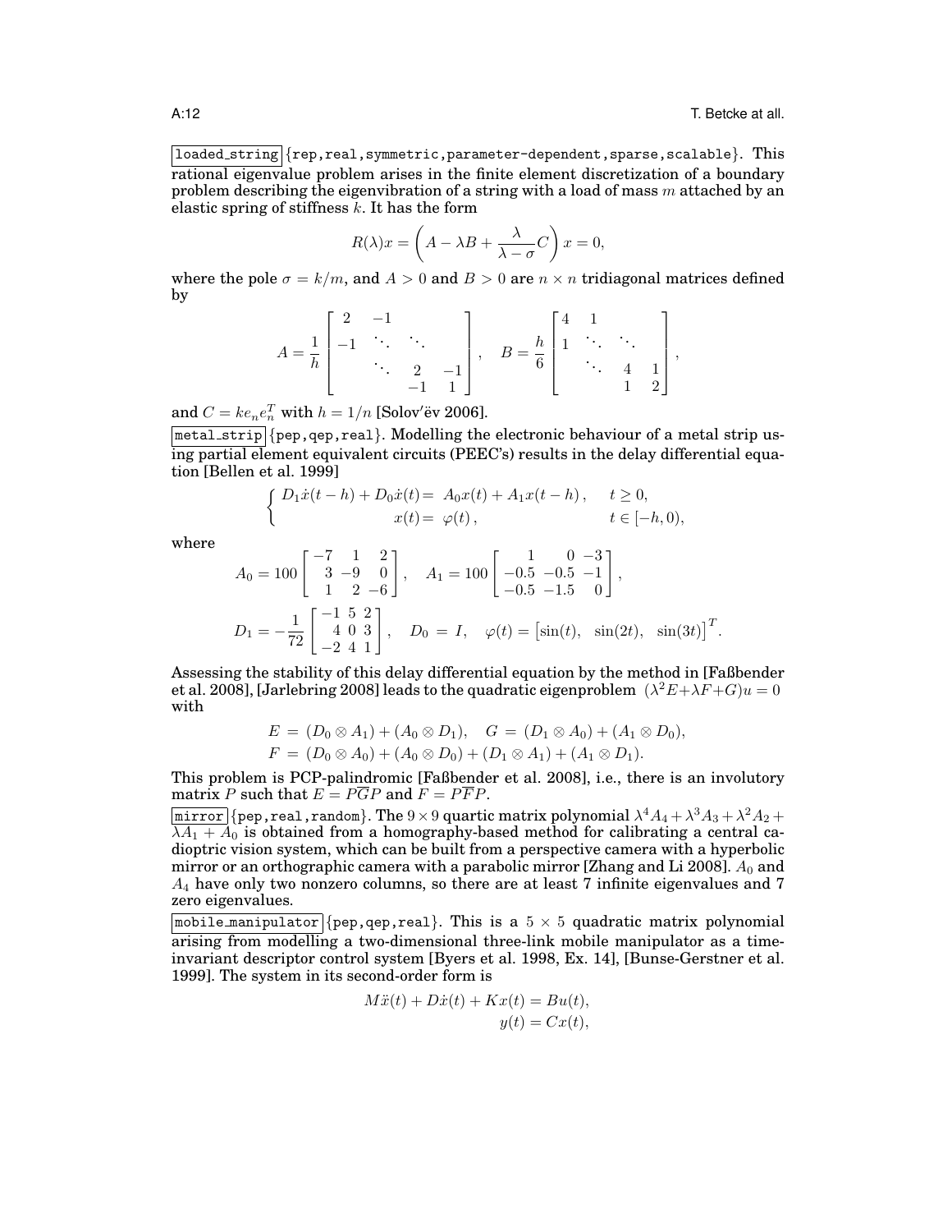`loaded_string` {rep,real,symmetric,parameter-dependent,sparse,scalable}. This rational eigenvalue problem arises in the finite element discretization of a boundary problem describing the eigenvibration of a string with a load of mass $m$ attached by an elastic spring of stiffness $k$. It has the form

$$R(\lambda)x = \left( A - \lambda B + \frac{\lambda}{\lambda - \sigma} C \right) x = 0,$$

where the pole $\sigma = k/m$, and $A > 0$ and $B > 0$ are $n \times n$ tridiagonal matrices defined by

$$A = \frac{1}{h} \begin{bmatrix} 2 & -1 & & \\ -1 & \ddots & \ddots & \\ & \ddots & 2 & -1 \\ & & -1 & 1 \end{bmatrix}, \quad B = \frac{h}{6} \begin{bmatrix} 4 & 1 & & \\ 1 & \ddots & \ddots & \\ & \ddots & 4 & 1 \\ & & 1 & 2 \end{bmatrix},$$

and $C = k e_n e_n^T$ with $h = 1/n$ [Solov′ëv 2006].

`metal_strip` {pep,qep,real}. Modelling the electronic behaviour of a metal strip using partial element equivalent circuits (PEEC's) results in the delay differential equation [Bellen et al. 1999]

$$\begin{cases} D_1 \dot{x}(t-h) + D_0 \dot{x}(t) = A_0 x(t) + A_1 x(t-h), & t \geq 0, \\ x(t) = \varphi(t), & t \in [-h, 0), \end{cases}$$

where

$$A_0 = 100 \begin{bmatrix} -7 & 1 & 2 \\ 3 & -9 & 0 \\ 1 & 2 & -6 \end{bmatrix}, \quad A_1 = 100 \begin{bmatrix} 1 & 0 & -3 \\ -0.5 & -0.5 & -1 \\ -0.5 & -1.5 & 0 \end{bmatrix},$$

$$D_1 = -\frac{1}{72} \begin{bmatrix} -1 & 5 & 2 \\ 4 & 0 & 3 \\ -2 & 4 & 1 \end{bmatrix}, \quad D_0 = I, \quad \varphi(t) = \begin{bmatrix} \sin(t), & \sin(2t), & \sin(3t) \end{bmatrix}^T.$$

Assessing the stability of this delay differential equation by the method in [Faßbender et al. 2008], [Jarlebring 2008] leads to the quadratic eigenproblem $(\lambda^2 E + \lambda F + G)u = 0$ with

$$E = (D_0 \otimes A_1) + (A_0 \otimes D_1), \quad G = (D_1 \otimes A_0) + (A_1 \otimes D_0),$$
$$F = (D_0 \otimes A_0) + (A_0 \otimes D_0) + (D_1 \otimes A_1) + (A_1 \otimes D_1).$$

This problem is PCP-palindromic [Faßbender et al. 2008], i.e., there is an involutory matrix $P$ such that $E = P\overline{G}P$ and $F = P\overline{F}P$.

`mirror` {pep,real,random}. The $9 \times 9$ quartic matrix polynomial $\lambda^4 A_4 + \lambda^3 A_3 + \lambda^2 A_2 + \lambda A_1 + A_0$ is obtained from a homography-based method for calibrating a central catadioptric vision system, which can be built from a perspective camera with a hyperbolic mirror or an orthographic camera with a parabolic mirror [Zhang and Li 2008]. $A_0$ and $A_4$ have only two nonzero columns, so there are at least 7 infinite eigenvalues and 7 zero eigenvalues.

`mobile_manipulator` {pep,qep,real}. This is a $5 \times 5$ quadratic matrix polynomial arising from modelling a two-dimensional three-link mobile manipulator as a time-invariant descriptor control system [Byers et al. 1998, Ex. 14], [Bunse-Gerstner et al. 1999]. The system in its second-order form is

$$M\ddot{x}(t) + D\dot{x}(t) + Kx(t) = Bu(t),$$
$$y(t) = Cx(t),$$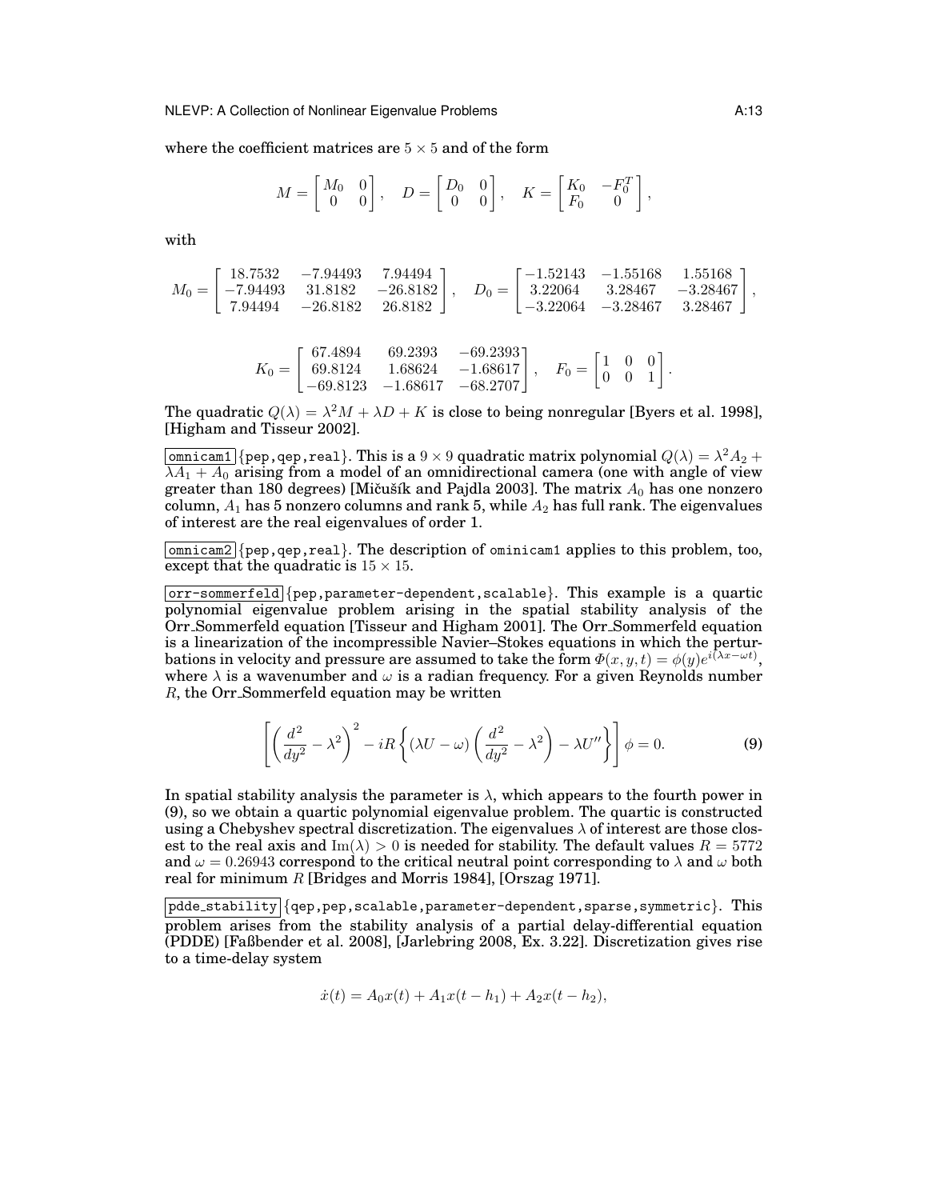where the coefficient matrices are $5 \times 5$ and of the form

$$M = \begin{bmatrix} M_0 & 0 \\ 0 & 0 \end{bmatrix}, \quad D = \begin{bmatrix} D_0 & 0 \\ 0 & 0 \end{bmatrix}, \quad K = \begin{bmatrix} K_0 & -F_0^T \\ F_0 & 0 \end{bmatrix},$$

with

$$M_0 = \begin{bmatrix} 18.7532 & -7.94493 & 7.94494 \\ -7.94493 & 31.8182 & -26.8182 \\ 7.94494 & -26.8182 & 26.8182 \end{bmatrix}, \quad D_0 = \begin{bmatrix} -1.52143 & -1.55168 & 1.55168 \\ 3.22064 & 3.28467 & -3.28467 \\ -3.22064 & -3.28467 & 3.28467 \end{bmatrix},$$

$$K_0 = \begin{bmatrix} 67.4894 & 69.2393 & -69.2393 \\ 69.8124 & 1.68624 & -1.68617 \\ -69.8123 & -1.68617 & -68.2707 \end{bmatrix}, \quad F_0 = \begin{bmatrix} 1 & 0 & 0 \\ 0 & 0 & 1 \end{bmatrix}.$$

The quadratic $Q(\lambda) = \lambda^2 M + \lambda D + K$ is close to being nonregular [Byers et al. 1998], [Higham and Tisseur 2002].

omnicam1 {pep,qep,real}. This is a $9 \times 9$ quadratic matrix polynomial $Q(\lambda) = \lambda^2 A_2 + \lambda A_1 + A_0$ arising from a model of an omnidirectional camera (one with angle of view greater than 180 degrees) [Mičušík and Pajdla 2003]. The matrix $A_0$ has one nonzero column, $A_1$ has 5 nonzero columns and rank 5, while $A_2$ has full rank. The eigenvalues of interest are the real eigenvalues of order 1.

omnicam2 {pep,qep,real}. The description of ominicam1 applies to this problem, too, except that the quadratic is $15 \times 15$.

orr-sommerfeld {pep,parameter-dependent,scalable}. This example is a quartic polynomial eigenvalue problem arising in the spatial stability analysis of the Orr_Sommerfeld equation [Tisseur and Higham 2001]. The Orr_Sommerfeld equation is a linearization of the incompressible Navier–Stokes equations in which the perturbations in velocity and pressure are assumed to take the form $\Phi(x, y, t) = \phi(y)e^{i(\lambda x - \omega t)}$, where $\lambda$ is a wavenumber and $\omega$ is a radian frequency. For a given Reynolds number $R$, the Orr_Sommerfeld equation may be written

$$\left[ \left( \frac{d^2}{dy^2} - \lambda^2 \right)^2 - iR \left\{ (\lambda U - \omega) \left( \frac{d^2}{dy^2} - \lambda^2 \right) - \lambda U'' \right\} \right] \phi = 0. \tag{9}$$

In spatial stability analysis the parameter is $\lambda$, which appears to the fourth power in (9), so we obtain a quartic polynomial eigenvalue problem. The quartic is constructed using a Chebyshev spectral discretization. The eigenvalues $\lambda$ of interest are those closest to the real axis and $\mathrm{Im}(\lambda) > 0$ is needed for stability. The default values $R = 5772$ and $\omega = 0.26943$ correspond to the critical neutral point corresponding to $\lambda$ and $\omega$ both real for minimum $R$ [Bridges and Morris 1984], [Orszag 1971].

pdde_stability {qep,pep,scalable,parameter-dependent,sparse,symmetric}. This problem arises from the stability analysis of a partial delay-differential equation (PDDE) [Faßbender et al. 2008], [Jarlebring 2008, Ex. 3.22]. Discretization gives rise to a time-delay system

$$\dot{x}(t) = A_0 x(t) + A_1 x(t - h_1) + A_2 x(t - h_2),$$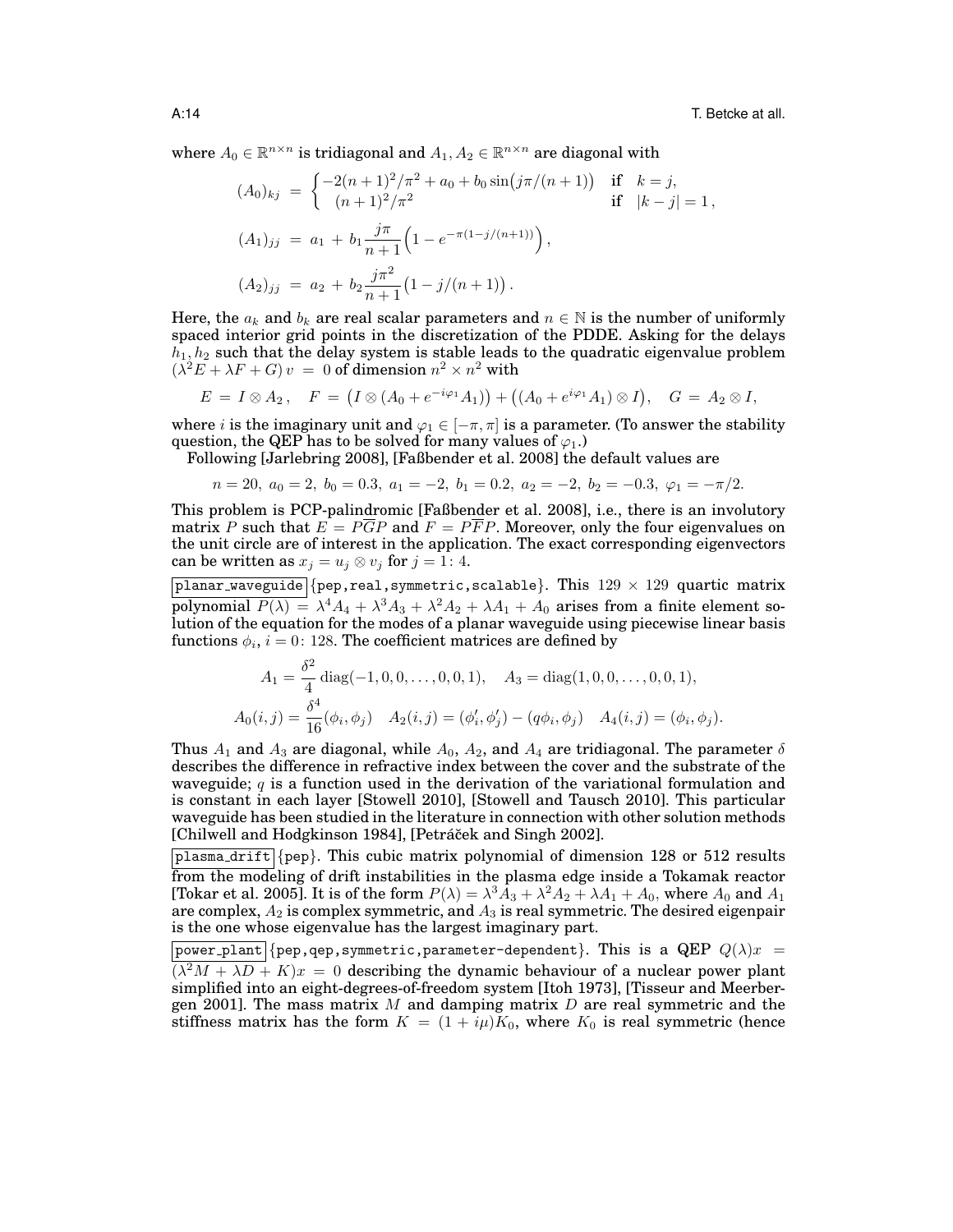where $A_0 \in \mathbb{R}^{n\times n}$ is tridiagonal and $A_1, A_2 \in \mathbb{R}^{n\times n}$ are diagonal with

$$
\begin{aligned}
(A_0)_{kj} &= \begin{cases} -2(n+1)^2/\pi^2 + a_0 + b_0 \sin\big(j\pi/(n+1)\big) & \text{if} \quad k = j, \\ (n+1)^2/\pi^2 & \text{if} \quad |k-j| = 1\,, \end{cases} \\
(A_1)_{jj} &= a_1 + b_1 \frac{j\pi}{n+1}\Big(1 - e^{-\pi(1-j/(n+1))}\Big)\,, \\
(A_2)_{jj} &= a_2 + b_2 \frac{j\pi^2}{n+1}\big(1 - j/(n+1)\big)\,.
\end{aligned}
$$

Here, the $a_k$ and $b_k$ are real scalar parameters and $n \in \mathbb{N}$ is the number of uniformly spaced interior grid points in the discretization of the PDDE. Asking for the delays $h_1, h_2$ such that the delay system is stable leads to the quadratic eigenvalue problem $(\lambda^2 E + \lambda F + G)\,v = 0$ of dimension $n^2 \times n^2$ with

$$
E = I \otimes A_2\,, \quad F = \big(I \otimes (A_0 + e^{-i\varphi_1}A_1)\big) + \big((A_0 + e^{i\varphi_1}A_1) \otimes I\big), \quad G = A_2 \otimes I,
$$

where $i$ is the imaginary unit and $\varphi_1 \in [-\pi, \pi]$ is a parameter. (To answer the stability question, the QEP has to be solved for many values of $\varphi_1$.)

Following [Jarlebring 2008], [Faßbender et al. 2008] the default values are

$$
n = 20,\ a_0 = 2,\ b_0 = 0.3,\ a_1 = -2,\ b_1 = 0.2,\ a_2 = -2,\ b_2 = -0.3,\ \varphi_1 = -\pi/2.
$$

This problem is PCP-palindromic [Faßbender et al. 2008], i.e., there is an involutory matrix $P$ such that $E = P\overline{G}P$ and $F = P\overline{F}P$. Moreover, only the four eigenvalues on the unit circle are of interest in the application. The exact corresponding eigenvectors can be written as $x_j = u_j \otimes v_j$ for $j = 1\colon 4$.

`planar_waveguide` {pep,real,symmetric,scalable}. This $129 \times 129$ quartic matrix polynomial $P(\lambda) = \lambda^4 A_4 + \lambda^3 A_3 + \lambda^2 A_2 + \lambda A_1 + A_0$ arises from a finite element solution of the equation for the modes of a planar waveguide using piecewise linear basis functions $\phi_i$, $i = 0\colon 128$. The coefficient matrices are defined by

$$
\begin{gathered}
A_1 = \frac{\delta^2}{4}\operatorname{diag}(-1, 0, 0, \ldots, 0, 0, 1), \quad A_3 = \operatorname{diag}(1, 0, 0, \ldots, 0, 0, 1), \\
A_0(i,j) = \frac{\delta^4}{16}(\phi_i, \phi_j) \quad A_2(i,j) = (\phi_i', \phi_j') - (q\phi_i, \phi_j) \quad A_4(i,j) = (\phi_i, \phi_j).
\end{gathered}
$$

Thus $A_1$ and $A_3$ are diagonal, while $A_0$, $A_2$, and $A_4$ are tridiagonal. The parameter $\delta$ describes the difference in refractive index between the cover and the substrate of the waveguide; $q$ is a function used in the derivation of the variational formulation and is constant in each layer [Stowell 2010], [Stowell and Tausch 2010]. This particular waveguide has been studied in the literature in connection with other solution methods [Chilwell and Hodgkinson 1984], [Petráček and Singh 2002].

`plasma_drift` {pep}. This cubic matrix polynomial of dimension 128 or 512 results from the modeling of drift instabilities in the plasma edge inside a Tokamak reactor [Tokar et al. 2005]. It is of the form $P(\lambda) = \lambda^3 A_3 + \lambda^2 A_2 + \lambda A_1 + A_0$, where $A_0$ and $A_1$ are complex, $A_2$ is complex symmetric, and $A_3$ is real symmetric. The desired eigenpair is the one whose eigenvalue has the largest imaginary part.

`power_plant` {pep,qep,symmetric,parameter-dependent}. This is a QEP $Q(\lambda)x = (\lambda^2 M + \lambda D + K)x = 0$ describing the dynamic behaviour of a nuclear power plant simplified into an eight-degrees-of-freedom system [Itoh 1973], [Tisseur and Meerbergen 2001]. The mass matrix $M$ and damping matrix $D$ are real symmetric and the stiffness matrix has the form $K = (1 + i\mu)K_0$, where $K_0$ is real symmetric (hence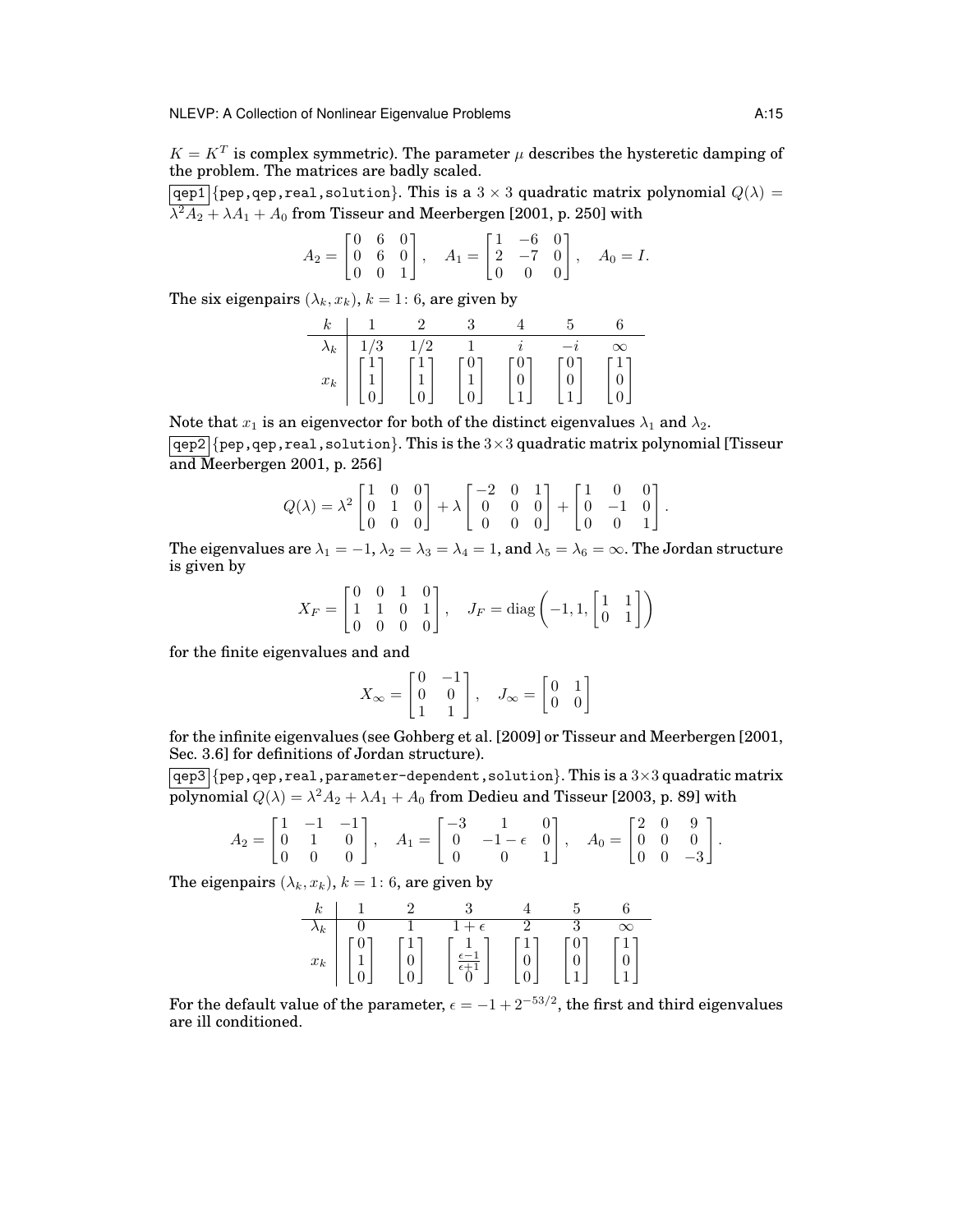$K = K^T$ is complex symmetric). The parameter $\mu$ describes the hysteretic damping of the problem. The matrices are badly scaled.

**qep1** {pep,qep,real,solution}. This is a $3 \times 3$ quadratic matrix polynomial $Q(\lambda) = \lambda^2 A_2 + \lambda A_1 + A_0$ from Tisseur and Meerbergen [2001, p. 250] with

$$A_2 = \begin{bmatrix} 0 & 6 & 0 \\ 0 & 6 & 0 \\ 0 & 0 & 1 \end{bmatrix}, \quad A_1 = \begin{bmatrix} 1 & -6 & 0 \\ 2 & -7 & 0 \\ 0 & 0 & 0 \end{bmatrix}, \quad A_0 = I.$$

The six eigenpairs $(\lambda_k, x_k)$, $k = 1\colon 6$, are given by

| $k$ | 1 | 2 | 3 | 4 | 5 | 6 |
|---|---|---|---|---|---|---|
| $\lambda_k$ | $1/3$ | $1/2$ | $1$ | $i$ | $-i$ | $\infty$ |
| $x_k$ | $\begin{bmatrix} 1 \\ 1 \\ 0 \end{bmatrix}$ | $\begin{bmatrix} 1 \\ 1 \\ 0 \end{bmatrix}$ | $\begin{bmatrix} 0 \\ 1 \\ 0 \end{bmatrix}$ | $\begin{bmatrix} 0 \\ 0 \\ 1 \end{bmatrix}$ | $\begin{bmatrix} 0 \\ 0 \\ 1 \end{bmatrix}$ | $\begin{bmatrix} 1 \\ 0 \\ 0 \end{bmatrix}$ |

Note that $x_1$ is an eigenvector for both of the distinct eigenvalues $\lambda_1$ and $\lambda_2$.

**qep2** {pep,qep,real,solution}. This is the $3 \times 3$ quadratic matrix polynomial [Tisseur and Meerbergen 2001, p. 256]

$$Q(\lambda) = \lambda^2 \begin{bmatrix} 1 & 0 & 0 \\ 0 & 1 & 0 \\ 0 & 0 & 0 \end{bmatrix} + \lambda \begin{bmatrix} -2 & 0 & 1 \\ 0 & 0 & 0 \\ 0 & 0 & 0 \end{bmatrix} + \begin{bmatrix} 1 & 0 & 0 \\ 0 & -1 & 0 \\ 0 & 0 & 1 \end{bmatrix}.$$

The eigenvalues are $\lambda_1 = -1$, $\lambda_2 = \lambda_3 = \lambda_4 = 1$, and $\lambda_5 = \lambda_6 = \infty$. The Jordan structure is given by

$$X_F = \begin{bmatrix} 0 & 0 & 1 & 0 \\ 1 & 1 & 0 & 1 \\ 0 & 0 & 0 & 0 \end{bmatrix}, \quad J_F = \operatorname{diag}\left(-1, 1, \begin{bmatrix} 1 & 1 \\ 0 & 1 \end{bmatrix}\right)$$

for the finite eigenvalues and and

$$X_\infty = \begin{bmatrix} 0 & -1 \\ 0 & 0 \\ 1 & 1 \end{bmatrix}, \quad J_\infty = \begin{bmatrix} 0 & 1 \\ 0 & 0 \end{bmatrix}$$

for the infinite eigenvalues (see Gohberg et al. [2009] or Tisseur and Meerbergen [2001, Sec. 3.6] for definitions of Jordan structure).

**qep3** {pep,qep,real,parameter-dependent,solution}. This is a $3 \times 3$ quadratic matrix polynomial $Q(\lambda) = \lambda^2 A_2 + \lambda A_1 + A_0$ from Dedieu and Tisseur [2003, p. 89] with

$$A_2 = \begin{bmatrix} 1 & -1 & -1 \\ 0 & 1 & 0 \\ 0 & 0 & 0 \end{bmatrix}, \quad A_1 = \begin{bmatrix} -3 & 1 & 0 \\ 0 & -1-\epsilon & 0 \\ 0 & 0 & 1 \end{bmatrix}, \quad A_0 = \begin{bmatrix} 2 & 0 & 9 \\ 0 & 0 & 0 \\ 0 & 0 & -3 \end{bmatrix}.$$

The eigenpairs $(\lambda_k, x_k)$, $k = 1\colon 6$, are given by

| $k$ | 1 | 2 | 3 | 4 | 5 | 6 |
|---|---|---|---|---|---|---|
| $\lambda_k$ | $0$ | $1$ | $1+\epsilon$ | $2$ | $3$ | $\infty$ |
| $x_k$ | $\begin{bmatrix} 0 \\ 1 \\ 0 \end{bmatrix}$ | $\begin{bmatrix} 1 \\ 0 \\ 0 \end{bmatrix}$ | $\begin{bmatrix} 1 \\ \frac{\epsilon-1}{\epsilon+1} \\ 0 \end{bmatrix}$ | $\begin{bmatrix} 1 \\ 0 \\ 0 \end{bmatrix}$ | $\begin{bmatrix} 0 \\ 0 \\ 1 \end{bmatrix}$ | $\begin{bmatrix} 1 \\ 0 \\ 1 \end{bmatrix}$ |

For the default value of the parameter, $\epsilon = -1 + 2^{-53/2}$, the first and third eigenvalues are ill conditioned.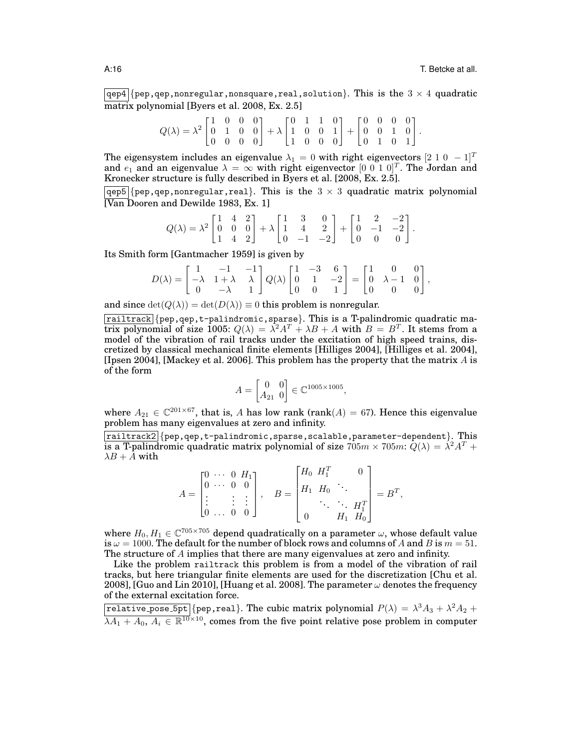qep4 {pep,qep,nonregular,nonsquare,real,solution}. This is the $3 \times 4$ quadratic matrix polynomial [Byers et al. 2008, Ex. 2.5]

$$Q(\lambda) = \lambda^2 \begin{bmatrix} 1 & 0 & 0 & 0 \\ 0 & 1 & 0 & 0 \\ 0 & 0 & 0 & 0 \end{bmatrix} + \lambda \begin{bmatrix} 0 & 1 & 1 & 0 \\ 1 & 0 & 0 & 1 \\ 1 & 0 & 0 & 0 \end{bmatrix} + \begin{bmatrix} 0 & 0 & 0 & 0 \\ 0 & 0 & 1 & 0 \\ 0 & 1 & 0 & 1 \end{bmatrix}.$$

The eigensystem includes an eigenvalue $\lambda_1 = 0$ with right eigenvectors $[2\ 1\ 0\ -1]^T$ and $e_1$ and an eigenvalue $\lambda = \infty$ with right eigenvector $[0\ 0\ 1\ 0]^T$. The Jordan and Kronecker structure is fully described in Byers et al. [2008, Ex. 2.5].

qep5 {pep,qep,nonregular,real}. This is the $3 \times 3$ quadratic matrix polynomial [Van Dooren and Dewilde 1983, Ex. 1]

$$Q(\lambda) = \lambda^2 \begin{bmatrix} 1 & 4 & 2 \\ 0 & 0 & 0 \\ 1 & 4 & 2 \end{bmatrix} + \lambda \begin{bmatrix} 1 & 3 & 0 \\ 1 & 4 & 2 \\ 0 & -1 & -2 \end{bmatrix} + \begin{bmatrix} 1 & 2 & -2 \\ 0 & -1 & -2 \\ 0 & 0 & 0 \end{bmatrix}.$$

Its Smith form [Gantmacher 1959] is given by

$$D(\lambda) = \begin{bmatrix} 1 & -1 & -1 \\ -\lambda & 1+\lambda & \lambda \\ 0 & -\lambda & 1 \end{bmatrix} Q(\lambda) \begin{bmatrix} 1 & -3 & 6 \\ 0 & 1 & -2 \\ 0 & 0 & 1 \end{bmatrix} = \begin{bmatrix} 1 & 0 & 0 \\ 0 & \lambda - 1 & 0 \\ 0 & 0 & 0 \end{bmatrix},$$

and since $\det(Q(\lambda)) = \det(D(\lambda)) \equiv 0$ this problem is nonregular.

railtrack {pep,qep,t-palindromic,sparse}. This is a T-palindromic quadratic matrix polynomial of size 1005: $Q(\lambda) = \lambda^2 A^T + \lambda B + A$ with $B = B^T$. It stems from a model of the vibration of rail tracks under the excitation of high speed trains, discretized by classical mechanical finite elements [Hilliges 2004], [Hilliges et al. 2004], [Ipsen 2004], [Mackey et al. 2006]. This problem has the property that the matrix $A$ is of the form

$$A = \begin{bmatrix} 0 & 0 \\ A_{21} & 0 \end{bmatrix} \in \mathbb{C}^{1005 \times 1005},$$

where $A_{21} \in \mathbb{C}^{201 \times 67}$, that is, $A$ has low rank (rank$(A) = 67$). Hence this eigenvalue problem has many eigenvalues at zero and infinity.

railtrack2 {pep,qep,t-palindromic,sparse,scalable,parameter-dependent}. This is a T-palindromic quadratic matrix polynomial of size $705m \times 705m$: $Q(\lambda) = \lambda^2 A^T + \lambda B + A$ with

$$A = \begin{bmatrix} 0 & \cdots & 0 & H_1 \\ 0 & \cdots & 0 & 0 \\ \vdots & & \vdots & \vdots \\ 0 & \ldots & 0 & 0 \end{bmatrix}, \quad B = \begin{bmatrix} H_0 & H_1^T & & 0 \\ H_1 & H_0 & \ddots & \\ & \ddots & \ddots & H_1^T \\ 0 & & H_1 & H_0 \end{bmatrix} = B^T,$$

where $H_0, H_1 \in \mathbb{C}^{705 \times 705}$ depend quadratically on a parameter $\omega$, whose default value is $\omega = 1000$. The default for the number of block rows and columns of $A$ and $B$ is $m = 51$. The structure of $A$ implies that there are many eigenvalues at zero and infinity.

Like the problem `railtrack` this problem is from a model of the vibration of rail tracks, but here triangular finite elements are used for the discretization [Chu et al. 2008], [Guo and Lin 2010], [Huang et al. 2008]. The parameter $\omega$ denotes the frequency of the external excitation force.

relative_pose_5pt {pep,real}. The cubic matrix polynomial $P(\lambda) = \lambda^3 A_3 + \lambda^2 A_2 + \lambda A_1 + A_0$, $A_i \in \mathbb{R}^{10 \times 10}$, comes from the five point relative pose problem in computer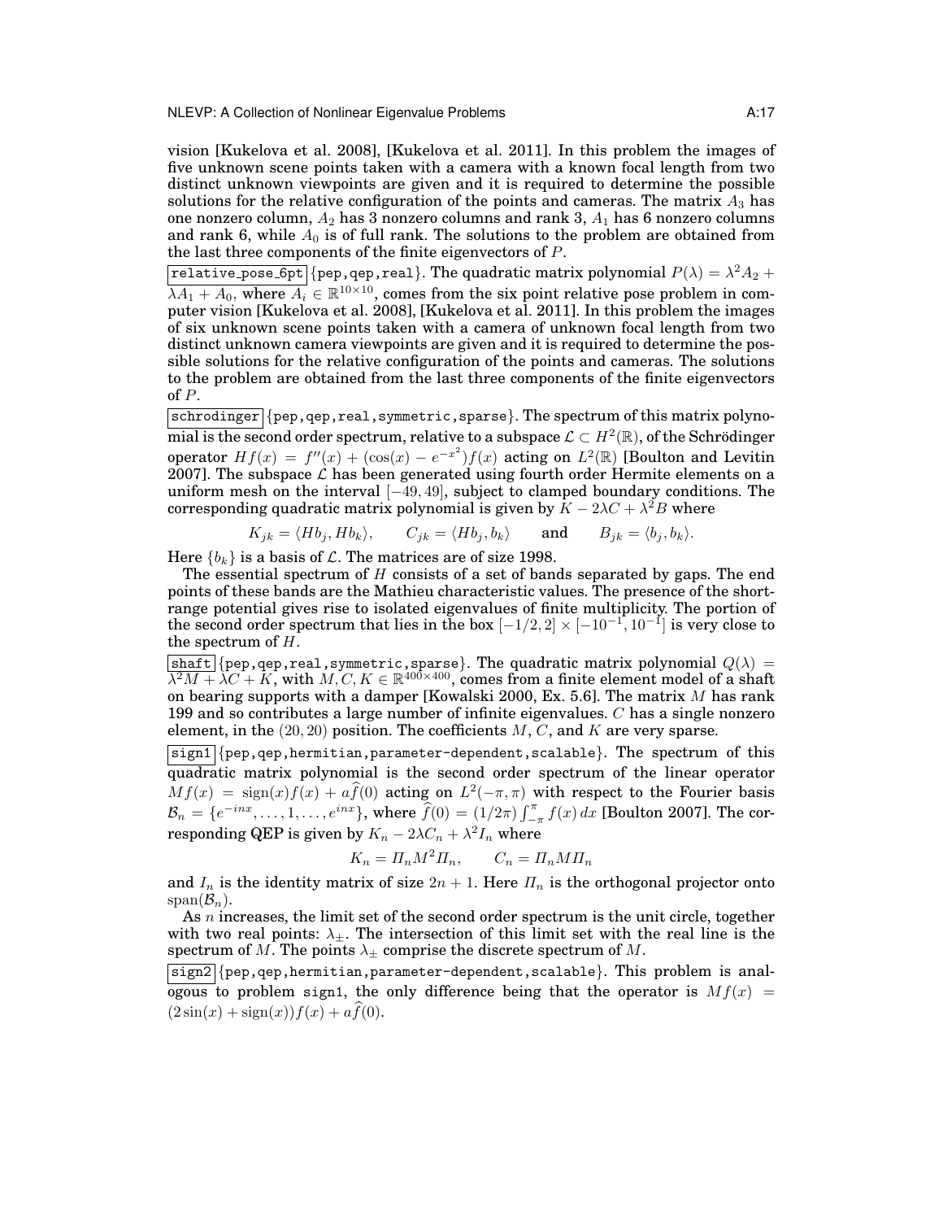vision [Kukelova et al. 2008], [Kukelova et al. 2011]. In this problem the images of five unknown scene points taken with a camera with a known focal length from two distinct unknown viewpoints are given and it is required to determine the possible solutions for the relative configuration of the points and cameras. The matrix $A_3$ has one nonzero column, $A_2$ has 3 nonzero columns and rank 3, $A_1$ has 6 nonzero columns and rank 6, while $A_0$ is of full rank. The solutions to the problem are obtained from the last three components of the finite eigenvectors of $P$.

`relative_pose_6pt` {`pep`,`qep`,`real`}. The quadratic matrix polynomial $P(\lambda) = \lambda^2 A_2 + \lambda A_1 + A_0$, where $A_i \in \mathbb{R}^{10\times 10}$, comes from the six point relative pose problem in computer vision [Kukelova et al. 2008], [Kukelova et al. 2011]. In this problem the images of six unknown scene points taken with a camera of unknown focal length from two distinct unknown camera viewpoints are given and it is required to determine the possible solutions for the relative configuration of the points and cameras. The solutions to the problem are obtained from the last three components of the finite eigenvectors of $P$.

`schrodinger` {`pep`,`qep`,`real`,`symmetric`,`sparse`}. The spectrum of this matrix polynomial is the second order spectrum, relative to a subspace $\mathcal{L} \subset H^2(\mathbb{R})$, of the Schrödinger operator $Hf(x) = f''(x) + (\cos(x) - e^{-x^2})f(x)$ acting on $L^2(\mathbb{R})$ [Boulton and Levitin 2007]. The subspace $\mathcal{L}$ has been generated using fourth order Hermite elements on a uniform mesh on the interval $[-49, 49]$, subject to clamped boundary conditions. The corresponding quadratic matrix polynomial is given by $K - 2\lambda C + \lambda^2 B$ where

$$K_{jk} = \langle Hb_j, Hb_k\rangle, \qquad C_{jk} = \langle Hb_j, b_k\rangle \qquad \text{and} \qquad B_{jk} = \langle b_j, b_k\rangle.$$

Here $\{b_k\}$ is a basis of $\mathcal{L}$. The matrices are of size 1998.

The essential spectrum of $H$ consists of a set of bands separated by gaps. The end points of these bands are the Mathieu characteristic values. The presence of the short-range potential gives rise to isolated eigenvalues of finite multiplicity. The portion of the second order spectrum that lies in the box $[-1/2, 2] \times [-10^{-1}, 10^{-1}]$ is very close to the spectrum of $H$.

`shaft` {`pep`,`qep`,`real`,`symmetric`,`sparse`}. The quadratic matrix polynomial $Q(\lambda) = \lambda^2 M + \lambda C + K$, with $M, C, K \in \mathbb{R}^{400\times 400}$, comes from a finite element model of a shaft on bearing supports with a damper [Kowalski 2000, Ex. 5.6]. The matrix $M$ has rank 199 and so contributes a large number of infinite eigenvalues. $C$ has a single nonzero element, in the $(20, 20)$ position. The coefficients $M$, $C$, and $K$ are very sparse.

`sign1` {`pep`,`qep`,`hermitian`,`parameter-dependent`,`scalable`}. The spectrum of this quadratic matrix polynomial is the second order spectrum of the linear operator $Mf(x) = \operatorname{sign}(x)f(x) + a\widehat{f}(0)$ acting on $L^2(-\pi, \pi)$ with respect to the Fourier basis $\mathcal{B}_n = \{e^{-inx}, \dots, 1, \dots, e^{inx}\}$, where $\widehat{f}(0) = (1/2\pi)\int_{-\pi}^{\pi} f(x)\, dx$ [Boulton 2007]. The corresponding QEP is given by $K_n - 2\lambda C_n + \lambda^2 I_n$ where

$$K_n = \Pi_n M^2 \Pi_n, \qquad C_n = \Pi_n M \Pi_n$$

and $I_n$ is the identity matrix of size $2n+1$. Here $\Pi_n$ is the orthogonal projector onto $\operatorname{span}(\mathcal{B}_n)$.

As $n$ increases, the limit set of the second order spectrum is the unit circle, together with two real points: $\lambda_{\pm}$. The intersection of this limit set with the real line is the spectrum of $M$. The points $\lambda_{\pm}$ comprise the discrete spectrum of $M$.

`sign2` {`pep`,`qep`,`hermitian`,`parameter-dependent`,`scalable`}. This problem is analogous to problem `sign1`, the only difference being that the operator is $Mf(x) = (2\sin(x) + \operatorname{sign}(x))f(x) + a\widehat{f}(0)$.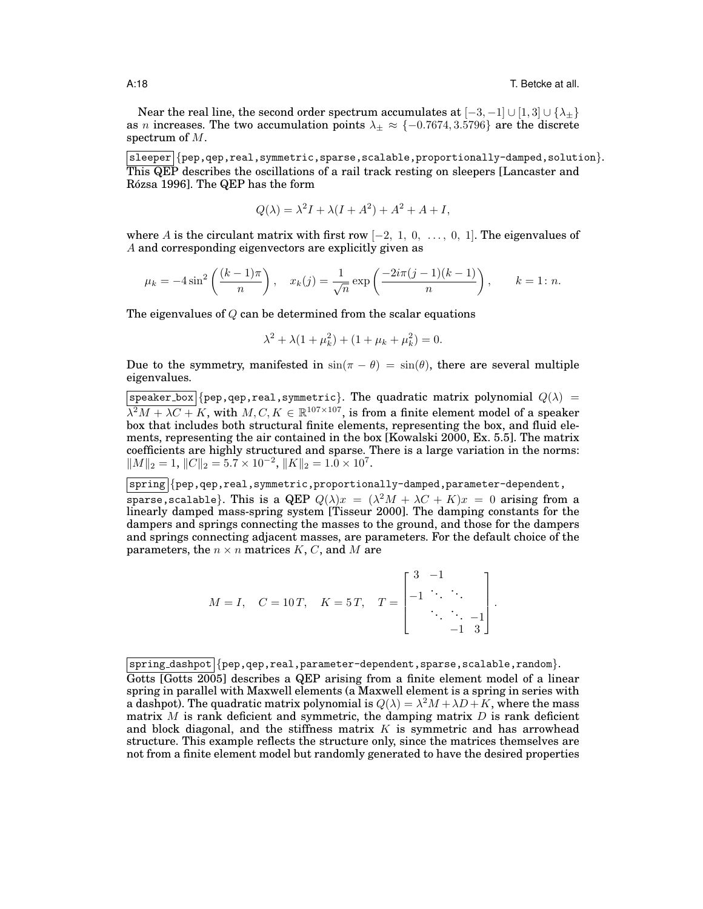Near the real line, the second order spectrum accumulates at $[-3,-1] \cup [1,3] \cup \{\lambda_\pm\}$ as $n$ increases. The two accumulation points $\lambda_\pm \approx \{-0.7674, 3.5796\}$ are the discrete spectrum of $M$.

`sleeper` {`pep,qep,real,symmetric,sparse,scalable,proportionally-damped,solution`}. This QEP describes the oscillations of a rail track resting on sleepers [Lancaster and Rózsa 1996]. The QEP has the form

$$Q(\lambda) = \lambda^2 I + \lambda(I + A^2) + A^2 + A + I,$$

where $A$ is the circulant matrix with first row $[-2,\ 1,\ 0,\ \ldots,\ 0,\ 1]$. The eigenvalues of $A$ and corresponding eigenvectors are explicitly given as

$$\mu_k = -4\sin^2\left(\frac{(k-1)\pi}{n}\right), \quad x_k(j) = \frac{1}{\sqrt{n}}\exp\left(\frac{-2i\pi(j-1)(k-1)}{n}\right), \qquad k = 1\colon n.$$

The eigenvalues of $Q$ can be determined from the scalar equations

$$\lambda^2 + \lambda(1+\mu_k^2) + (1 + \mu_k + \mu_k^2) = 0.$$

Due to the symmetry, manifested in $\sin(\pi - \theta) = \sin(\theta)$, there are several multiple eigenvalues.

`speaker_box` {`pep,qep,real,symmetric`}. The quadratic matrix polynomial $Q(\lambda) = \lambda^2 M + \lambda C + K$, with $M, C, K \in \mathbb{R}^{107\times 107}$, is from a finite element model of a speaker box that includes both structural finite elements, representing the box, and fluid elements, representing the air contained in the box [Kowalski 2000, Ex. 5.5]. The matrix coefficients are highly structured and sparse. There is a large variation in the norms: $\|M\|_2 = 1$, $\|C\|_2 = 5.7\times 10^{-2}$, $\|K\|_2 = 1.0\times 10^{7}$.

`spring` {`pep,qep,real,symmetric,proportionally-damped,parameter-dependent,sparse,scalable`}. This is a QEP $Q(\lambda)x = (\lambda^2 M + \lambda C + K)x = 0$ arising from a linearly damped mass-spring system [Tisseur 2000]. The damping constants for the dampers and springs connecting the masses to the ground, and those for the dampers and springs connecting adjacent masses, are parameters. For the default choice of the parameters, the $n\times n$ matrices $K$, $C$, and $M$ are

$$M = I, \quad C = 10\,T, \quad K = 5\,T, \quad T = \begin{bmatrix} 3 & -1 & & \\ -1 & \ddots & \ddots & \\ & \ddots & \ddots & -1 \\ & & -1 & 3 \end{bmatrix}.$$

`spring_dashpot` {`pep,qep,real,parameter-dependent,sparse,scalable,random`}. Gotts [Gotts 2005] describes a QEP arising from a finite element model of a linear spring in parallel with Maxwell elements (a Maxwell element is a spring in series with a dashpot). The quadratic matrix polynomial is $Q(\lambda) = \lambda^2 M + \lambda D + K$, where the mass matrix $M$ is rank deficient and symmetric, the damping matrix $D$ is rank deficient and block diagonal, and the stiffness matrix $K$ is symmetric and has arrowhead structure. This example reflects the structure only, since the matrices themselves are not from a finite element model but randomly generated to have the desired properties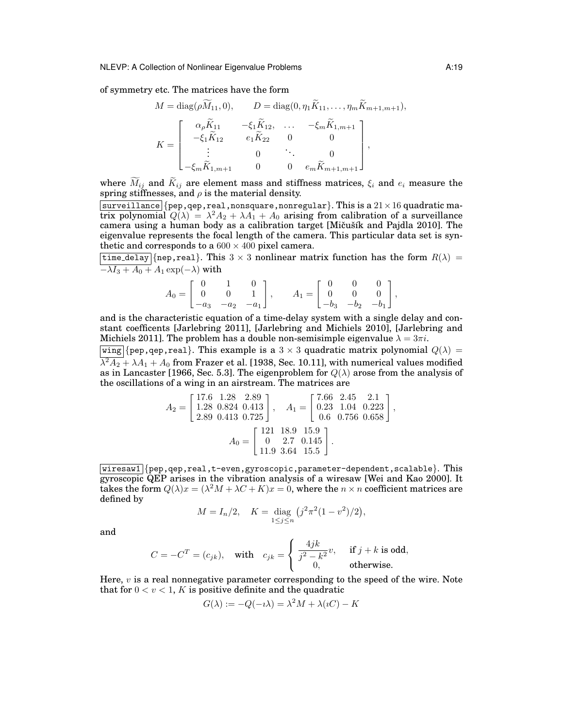of symmetry etc. The matrices have the form

$$M = \operatorname{diag}(\rho \widetilde{M}_{11}, 0), \qquad D = \operatorname{diag}(0, \eta_1 \widetilde{K}_{11}, \ldots, \eta_m \widetilde{K}_{m+1,m+1}),$$

$$K = \begin{bmatrix} \alpha_\rho \widetilde{K}_{11} & -\xi_1 \widetilde{K}_{12}, & \ldots & -\xi_m \widetilde{K}_{1,m+1} \\ -\xi_1 \widetilde{K}_{12} & e_1 \widetilde{K}_{22} & 0 & 0 \\ \vdots & 0 & \ddots & 0 \\ -\xi_m \widetilde{K}_{1,m+1} & 0 & 0 & e_m \widetilde{K}_{m+1,m+1} \end{bmatrix},$$

where $\widetilde{M}_{ij}$ and $\widetilde{K}_{ij}$ are element mass and stiffness matrices, $\xi_i$ and $e_i$ measure the spring stiffnesses, and $\rho$ is the material density.

`surveillance` {pep,qep,real,nonsquare,nonregular}. This is a $21 \times 16$ quadratic matrix polynomial $Q(\lambda) = \lambda^2 A_2 + \lambda A_1 + A_0$ arising from calibration of a surveillance camera using a human body as a calibration target [Mičušík and Pajdla 2010]. The eigenvalue represents the focal length of the camera. This particular data set is synthetic and corresponds to a $600 \times 400$ pixel camera.

`time_delay` {nep,real}. This $3 \times 3$ nonlinear matrix function has the form $R(\lambda) = -\lambda I_3 + A_0 + A_1 \exp(-\lambda)$ with

$$A_0 = \begin{bmatrix} 0 & 1 & 0 \\ 0 & 0 & 1 \\ -a_3 & -a_2 & -a_1 \end{bmatrix}, \qquad A_1 = \begin{bmatrix} 0 & 0 & 0 \\ 0 & 0 & 0 \\ -b_3 & -b_2 & -b_1 \end{bmatrix},$$

and is the characteristic equation of a time-delay system with a single delay and constant coefficents [Jarlebring 2011], [Jarlebring and Michiels 2010], [Jarlebring and Michiels 2011]. The problem has a double non-semisimple eigenvalue $\lambda = 3\pi i$.

`wing` {pep,qep,real}. This example is a $3 \times 3$ quadratic matrix polynomial $Q(\lambda) = \lambda^2 A_2 + \lambda A_1 + A_0$ from Frazer et al. [1938, Sec. 10.11], with numerical values modified as in Lancaster [1966, Sec. 5.3]. The eigenproblem for $Q(\lambda)$ arose from the analysis of the oscillations of a wing in an airstream. The matrices are

$$A_2 = \begin{bmatrix} 17.6 & 1.28 & 2.89 \\ 1.28 & 0.824 & 0.413 \\ 2.89 & 0.413 & 0.725 \end{bmatrix}, \quad A_1 = \begin{bmatrix} 7.66 & 2.45 & 2.1 \\ 0.23 & 1.04 & 0.223 \\ 0.6 & 0.756 & 0.658 \end{bmatrix},$$

$$A_0 = \begin{bmatrix} 121 & 18.9 & 15.9 \\ 0 & 2.7 & 0.145 \\ 11.9 & 3.64 & 15.5 \end{bmatrix}.$$

`wiresaw1` {pep,qep,real,t-even,gyroscopic,parameter-dependent,scalable}. This gyroscopic QEP arises in the vibration analysis of a wiresaw [Wei and Kao 2000]. It takes the form $Q(\lambda)x = (\lambda^2 M + \lambda C + K)x = 0$, where the $n \times n$ coefficient matrices are defined by

$$M = I_n/2, \quad K = \operatorname*{diag}_{1 \le j \le n} \left( j^2 \pi^2 (1 - v^2)/2 \right),$$

and

$$C = -C^T = (c_{jk}), \quad \text{with} \quad c_{jk} = \begin{cases} \dfrac{4jk}{j^2 - k^2} v, & \text{if } j + k \text{ is odd,} \\ 0, & \text{otherwise.} \end{cases}$$

Here, $v$ is a real nonnegative parameter corresponding to the speed of the wire. Note that for $0 < v < 1$, $K$ is positive definite and the quadratic

$$G(\lambda) := -Q(-\imath\lambda) = \lambda^2 M + \lambda(\imath C) - K$$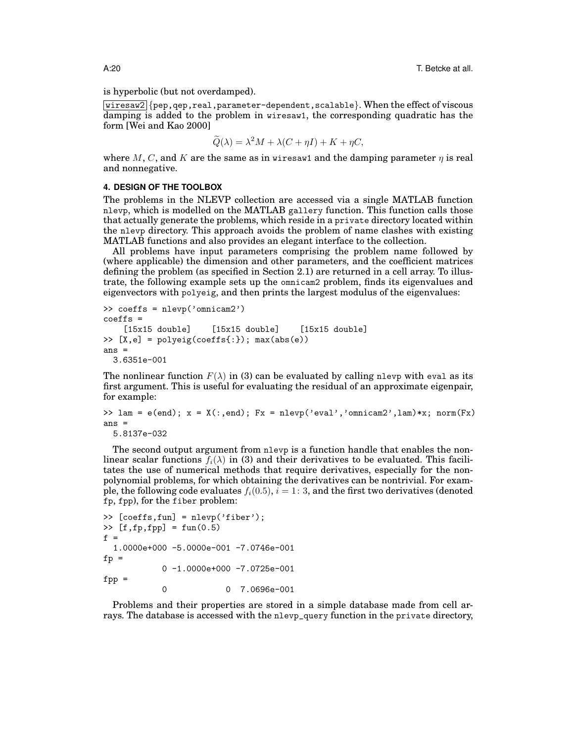is hyperbolic (but not overdamped).

`wiresaw2` {pep,qep,real,parameter-dependent,scalable}. When the effect of viscous damping is added to the problem in wiresaw1, the corresponding quadratic has the form [Wei and Kao 2000]

$$\widetilde{Q}(\lambda) = \lambda^2 M + \lambda(C + \eta I) + K + \eta C,$$

where $M$, $C$, and $K$ are the same as in wiresaw1 and the damping parameter $\eta$ is real and nonnegative.

#### 4. DESIGN OF THE TOOLBOX

The problems in the NLEVP collection are accessed via a single MATLAB function nlevp, which is modelled on the MATLAB gallery function. This function calls those that actually generate the problems, which reside in a private directory located within the nlevp directory. This approach avoids the problem of name clashes with existing MATLAB functions and also provides an elegant interface to the collection.

All problems have input parameters comprising the problem name followed by (where applicable) the dimension and other parameters, and the coefficient matrices defining the problem (as specified in Section 2.1) are returned in a cell array. To illustrate, the following example sets up the omnicam2 problem, finds its eigenvalues and eigenvectors with polyeig, and then prints the largest modulus of the eigenvalues:

```
>> coeffs = nlevp('omnicam2')
coeffs =
    [15x15 double]    [15x15 double]    [15x15 double]
>> [X,e] = polyeig(coeffs{:}); max(abs(e))
ans =
  3.6351e-001
```

The nonlinear function $F(\lambda)$ in (3) can be evaluated by calling nlevp with eval as its first argument. This is useful for evaluating the residual of an approximate eigenpair, for example:

```
>> lam = e(end); x = X(:,end); Fx = nlevp('eval','omnicam2',lam)*x; norm(Fx)
ans =
  5.8137e-032
```

The second output argument from nlevp is a function handle that enables the nonlinear scalar functions $f_i(\lambda)$ in (3) and their derivatives to be evaluated. This facilitates the use of numerical methods that require derivatives, especially for the non-polynomial problems, for which obtaining the derivatives can be nontrivial. For example, the following code evaluates $f_i(0.5)$, $i = 1\colon 3$, and the first two derivatives (denoted fp, fpp), for the fiber problem:

```
>> [coeffs,fun] = nlevp('fiber');
>> [f,fp,fpp] = fun(0.5)
f =
  1.0000e+000 -5.0000e-001 -7.0746e-001
fp =
            0 -1.0000e+000 -7.0725e-001
fpp =
            0            0  7.0696e-001
```

Problems and their properties are stored in a simple database made from cell arrays. The database is accessed with the nlevp_query function in the private directory,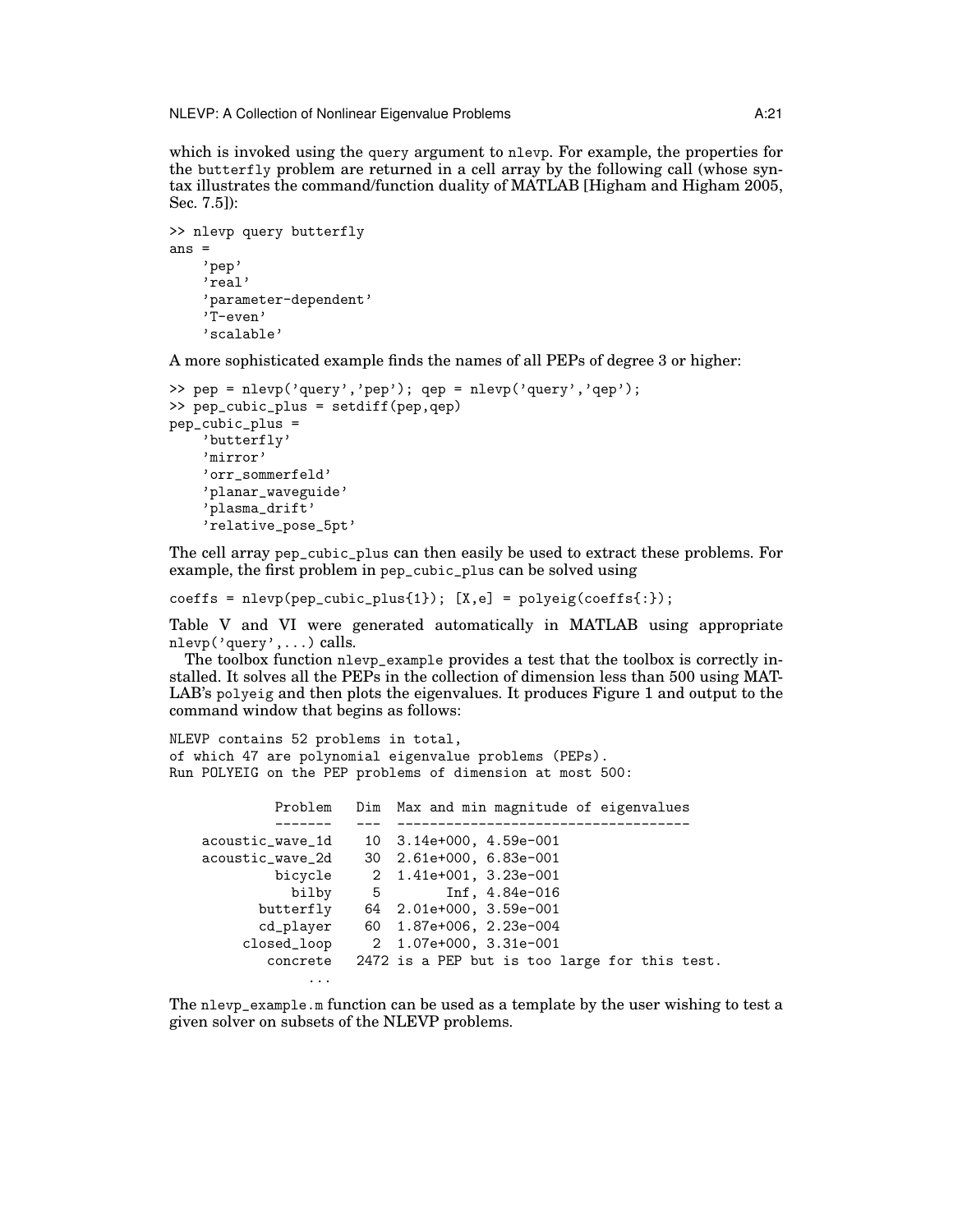which is invoked using the `query` argument to `nlevp`. For example, the properties for the `butterfly` problem are returned in a cell array by the following call (whose syntax illustrates the command/function duality of MATLAB [Higham and Higham 2005, Sec. 7.5]):

```
>> nlevp query butterfly
ans =
    'pep'
    'real'
    'parameter-dependent'
    'T-even'
    'scalable'
```

A more sophisticated example finds the names of all PEPs of degree 3 or higher:

```
>> pep = nlevp('query','pep'); qep = nlevp('query','qep');
>> pep_cubic_plus = setdiff(pep,qep)
pep_cubic_plus =
    'butterfly'
    'mirror'
    'orr_sommerfeld'
    'planar_waveguide'
    'plasma_drift'
    'relative_pose_5pt'
```

The cell array `pep_cubic_plus` can then easily be used to extract these problems. For example, the first problem in `pep_cubic_plus` can be solved using

```
coeffs = nlevp(pep_cubic_plus{1}); [X,e] = polyeig(coeffs{:});
```

Table V and VI were generated automatically in MATLAB using appropriate `nlevp('query',...)` calls.

The toolbox function `nlevp_example` provides a test that the toolbox is correctly installed. It solves all the PEPs in the collection of dimension less than 500 using MATLAB's `polyeig` and then plots the eigenvalues. It produces Figure 1 and output to the command window that begins as follows:

```
NLEVP contains 52 problems in total,
of which 47 are polynomial eigenvalue problems (PEPs).
Run POLYEIG on the PEP problems of dimension at most 500:

           Problem   Dim  Max and min magnitude of eigenvalues
           -------   ---  ------------------------------------
    acoustic_wave_1d   10  3.14e+000, 4.59e-001
    acoustic_wave_2d   30  2.61e+000, 6.83e-001
           bicycle    2  1.41e+001, 3.23e-001
             bilby    5        Inf, 4.84e-016
         butterfly   64  2.01e+000, 3.59e-001
         cd_player   60  1.87e+006, 2.23e-004
       closed_loop    2  1.07e+000, 3.31e-001
          concrete  2472 is a PEP but is too large for this test.
               ...
```

The `nlevp_example.m` function can be used as a template by the user wishing to test a given solver on subsets of the NLEVP problems.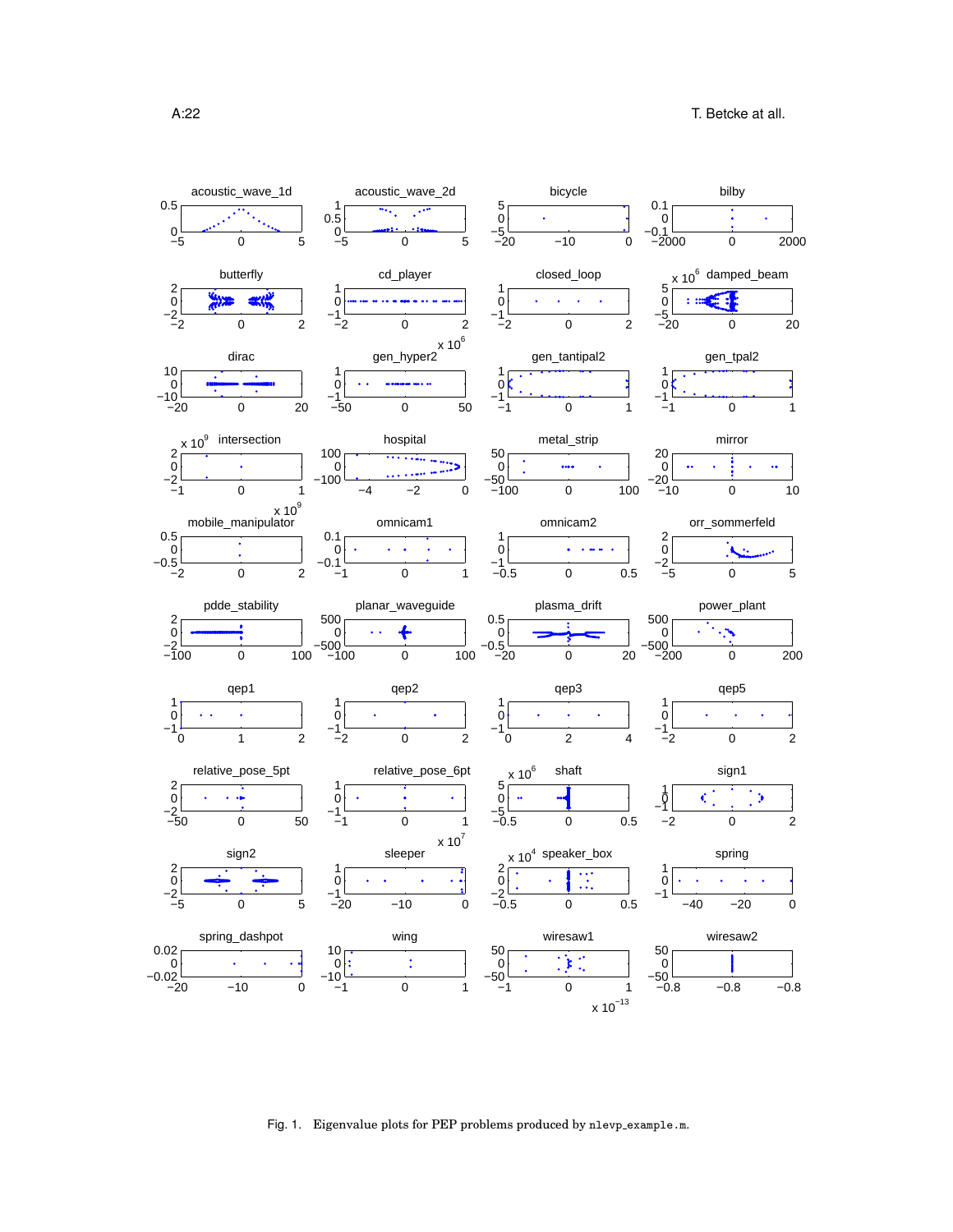Fig. 1. Eigenvalue plots for PEP problems produced by `nlevp_example.m`.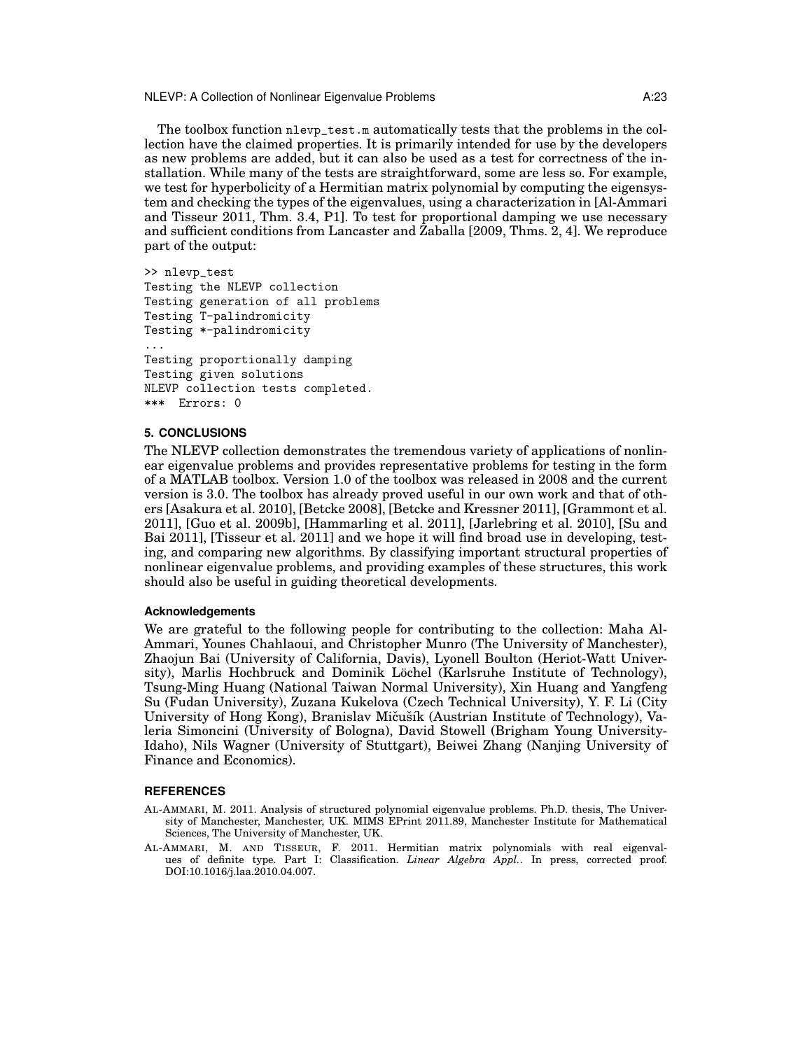The toolbox function nlevp_test.m automatically tests that the problems in the collection have the claimed properties. It is primarily intended for use by the developers as new problems are added, but it can also be used as a test for correctness of the installation. While many of the tests are straightforward, some are less so. For example, we test for hyperbolicity of a Hermitian matrix polynomial by computing the eigensystem and checking the types of the eigenvalues, using a characterization in [Al-Ammari and Tisseur 2011, Thm. 3.4, P1]. To test for proportional damping we use necessary and sufficient conditions from Lancaster and Zaballa [2009, Thms. 2, 4]. We reproduce part of the output:

```
>> nlevp_test
Testing the NLEVP collection
Testing generation of all problems
Testing T-palindromicity
Testing *-palindromicity
...
Testing proportionally damping
Testing given solutions
NLEVP collection tests completed.
***  Errors: 0
```

## 5. CONCLUSIONS

The NLEVP collection demonstrates the tremendous variety of applications of nonlinear eigenvalue problems and provides representative problems for testing in the form of a MATLAB toolbox. Version 1.0 of the toolbox was released in 2008 and the current version is 3.0. The toolbox has already proved useful in our own work and that of others [Asakura et al. 2010], [Betcke 2008], [Betcke and Kressner 2011], [Grammont et al. 2011], [Guo et al. 2009b], [Hammarling et al. 2011], [Jarlebring et al. 2010], [Su and Bai 2011], [Tisseur et al. 2011] and we hope it will find broad use in developing, testing, and comparing new algorithms. By classifying important structural properties of nonlinear eigenvalue problems, and providing examples of these structures, this work should also be useful in guiding theoretical developments.

### Acknowledgements

We are grateful to the following people for contributing to the collection: Maha Al-Ammari, Younes Chahlaoui, and Christopher Munro (The University of Manchester), Zhaojun Bai (University of California, Davis), Lyonell Boulton (Heriot-Watt University), Marlis Hochbruck and Dominik Löchel (Karlsruhe Institute of Technology), Tsung-Ming Huang (National Taiwan Normal University), Xin Huang and Yangfeng Su (Fudan University), Zuzana Kukelova (Czech Technical University), Y. F. Li (City University of Hong Kong), Branislav Mičušík (Austrian Institute of Technology), Valeria Simoncini (University of Bologna), David Stowell (Brigham Young University-Idaho), Nils Wagner (University of Stuttgart), Beiwei Zhang (Nanjing University of Finance and Economics).

## REFERENCES

AL-AMMARI, M. 2011. Analysis of structured polynomial eigenvalue problems. Ph.D. thesis, The University of Manchester, Manchester, UK. MIMS EPrint 2011.89, Manchester Institute for Mathematical Sciences, The University of Manchester, UK.

AL-AMMARI, M. AND TISSEUR, F. 2011. Hermitian matrix polynomials with real eigenvalues of definite type. Part I: Classification. *Linear Algebra Appl.*. In press, corrected proof. DOI:10.1016/j.laa.2010.04.007.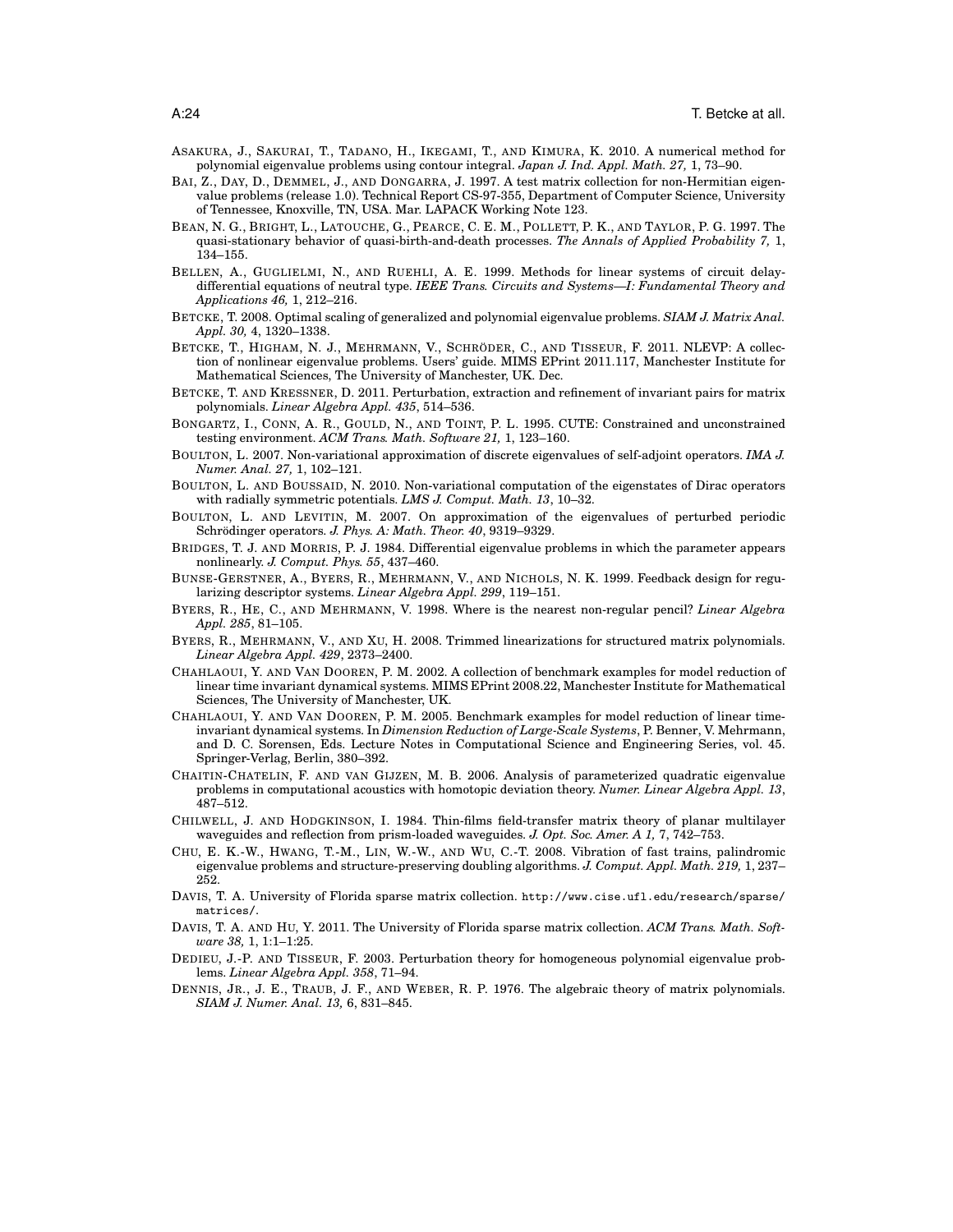ASAKURA, J., SAKURAI, T., TADANO, H., IKEGAMI, T., AND KIMURA, K. 2010. A numerical method for polynomial eigenvalue problems using contour integral. *Japan J. Ind. Appl. Math. 27,* 1, 73–90.

BAI, Z., DAY, D., DEMMEL, J., AND DONGARRA, J. 1997. A test matrix collection for non-Hermitian eigenvalue problems (release 1.0). Technical Report CS-97-355, Department of Computer Science, University of Tennessee, Knoxville, TN, USA. Mar. LAPACK Working Note 123.

BEAN, N. G., BRIGHT, L., LATOUCHE, G., PEARCE, C. E. M., POLLETT, P. K., AND TAYLOR, P. G. 1997. The quasi-stationary behavior of quasi-birth-and-death processes. *The Annals of Applied Probability 7,* 1, 134–155.

BELLEN, A., GUGLIELMI, N., AND RUEHLI, A. E. 1999. Methods for linear systems of circuit delay-differential equations of neutral type. *IEEE Trans. Circuits and Systems—I: Fundamental Theory and Applications 46,* 1, 212–216.

BETCKE, T. 2008. Optimal scaling of generalized and polynomial eigenvalue problems. *SIAM J. Matrix Anal. Appl. 30,* 4, 1320–1338.

BETCKE, T., HIGHAM, N. J., MEHRMANN, V., SCHRÖDER, C., AND TISSEUR, F. 2011. NLEVP: A collection of nonlinear eigenvalue problems. Users' guide. MIMS EPrint 2011.117, Manchester Institute for Mathematical Sciences, The University of Manchester, UK. Dec.

BETCKE, T. AND KRESSNER, D. 2011. Perturbation, extraction and refinement of invariant pairs for matrix polynomials. *Linear Algebra Appl. 435*, 514–536.

BONGARTZ, I., CONN, A. R., GOULD, N., AND TOINT, P. L. 1995. CUTE: Constrained and unconstrained testing environment. *ACM Trans. Math. Software 21,* 1, 123–160.

BOULTON, L. 2007. Non-variational approximation of discrete eigenvalues of self-adjoint operators. *IMA J. Numer. Anal. 27,* 1, 102–121.

BOULTON, L. AND BOUSSAID, N. 2010. Non-variational computation of the eigenstates of Dirac operators with radially symmetric potentials. *LMS J. Comput. Math. 13*, 10–32.

BOULTON, L. AND LEVITIN, M. 2007. On approximation of the eigenvalues of perturbed periodic Schrödinger operators. *J. Phys. A: Math. Theor. 40*, 9319–9329.

BRIDGES, T. J. AND MORRIS, P. J. 1984. Differential eigenvalue problems in which the parameter appears nonlinearly. *J. Comput. Phys. 55*, 437–460.

BUNSE-GERSTNER, A., BYERS, R., MEHRMANN, V., AND NICHOLS, N. K. 1999. Feedback design for regularizing descriptor systems. *Linear Algebra Appl. 299*, 119–151.

BYERS, R., HE, C., AND MEHRMANN, V. 1998. Where is the nearest non-regular pencil? *Linear Algebra Appl. 285*, 81–105.

BYERS, R., MEHRMANN, V., AND XU, H. 2008. Trimmed linearizations for structured matrix polynomials. *Linear Algebra Appl. 429*, 2373–2400.

CHAHLAOUI, Y. AND VAN DOOREN, P. M. 2002. A collection of benchmark examples for model reduction of linear time invariant dynamical systems. MIMS EPrint 2008.22, Manchester Institute for Mathematical Sciences, The University of Manchester, UK.

CHAHLAOUI, Y. AND VAN DOOREN, P. M. 2005. Benchmark examples for model reduction of linear time-invariant dynamical systems. In *Dimension Reduction of Large-Scale Systems*, P. Benner, V. Mehrmann, and D. C. Sorensen, Eds. Lecture Notes in Computational Science and Engineering Series, vol. 45. Springer-Verlag, Berlin, 380–392.

CHAITIN-CHATELIN, F. AND VAN GIJZEN, M. B. 2006. Analysis of parameterized quadratic eigenvalue problems in computational acoustics with homotopic deviation theory. *Numer. Linear Algebra Appl. 13*, 487–512.

CHILWELL, J. AND HODGKINSON, I. 1984. Thin-films field-transfer matrix theory of planar multilayer waveguides and reflection from prism-loaded waveguides. *J. Opt. Soc. Amer. A 1,* 7, 742–753.

CHU, E. K.-W., HWANG, T.-M., LIN, W.-W., AND WU, C.-T. 2008. Vibration of fast trains, palindromic eigenvalue problems and structure-preserving doubling algorithms. *J. Comput. Appl. Math. 219,* 1, 237–252.

DAVIS, T. A. University of Florida sparse matrix collection. http://www.cise.ufl.edu/research/sparse/matrices/.

DAVIS, T. A. AND HU, Y. 2011. The University of Florida sparse matrix collection. *ACM Trans. Math. Software 38,* 1, 1:1–1:25.

DEDIEU, J.-P. AND TISSEUR, F. 2003. Perturbation theory for homogeneous polynomial eigenvalue problems. *Linear Algebra Appl. 358*, 71–94.

DENNIS, JR., J. E., TRAUB, J. F., AND WEBER, R. P. 1976. The algebraic theory of matrix polynomials. *SIAM J. Numer. Anal. 13,* 6, 831–845.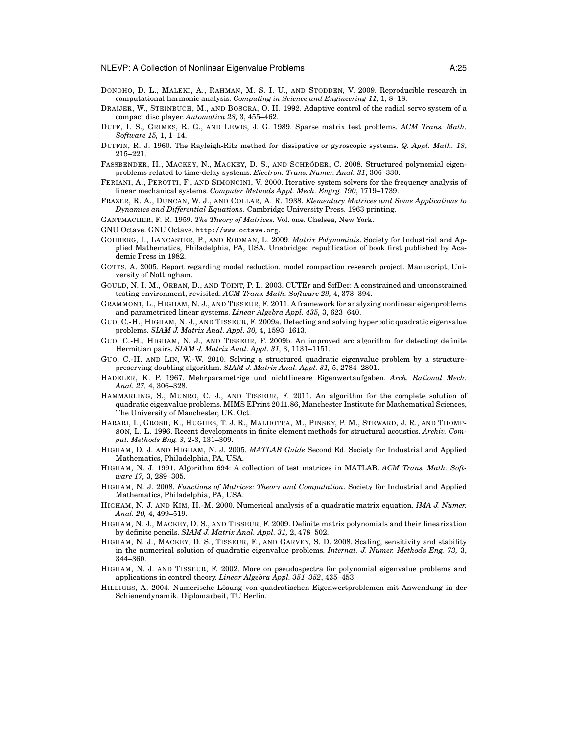DONOHO, D. L., MALEKI, A., RAHMAN, M. S. I. U., AND STODDEN, V. 2009. Reproducible research in computational harmonic analysis. *Computing in Science and Engineering 11,* 1, 8–18.

DRAIJER, W., STEINBUCH, M., AND BOSGRA, O. H. 1992. Adaptive control of the radial servo system of a compact disc player. *Automatica 28,* 3, 455–462.

DUFF, I. S., GRIMES, R. G., AND LEWIS, J. G. 1989. Sparse matrix test problems. *ACM Trans. Math. Software 15,* 1, 1–14.

DUFFIN, R. J. 1960. The Rayleigh-Ritz method for dissipative or gyroscopic systems. *Q. Appl. Math. 18*, 215–221.

FASSBENDER, H., MACKEY, N., MACKEY, D. S., AND SCHRÖDER, C. 2008. Structured polynomial eigenproblems related to time-delay systems. *Electron. Trans. Numer. Anal. 31*, 306–330.

FERIANI, A., PEROTTI, F., AND SIMONCINI, V. 2000. Iterative system solvers for the frequency analysis of linear mechanical systems. *Computer Methods Appl. Mech. Engrg. 190*, 1719–1739.

FRAZER, R. A., DUNCAN, W. J., AND COLLAR, A. R. 1938. *Elementary Matrices and Some Applications to Dynamics and Differential Equations*. Cambridge University Press. 1963 printing.

GANTMACHER, F. R. 1959. *The Theory of Matrices*. Vol. one. Chelsea, New York.

GNU Octave. GNU Octave. http://www.octave.org.

GOHBERG, I., LANCASTER, P., AND RODMAN, L. 2009. *Matrix Polynomials*. Society for Industrial and Applied Mathematics, Philadelphia, PA, USA. Unabridged republication of book first published by Academic Press in 1982.

GOTTS, A. 2005. Report regarding model reduction, model compaction research project. Manuscript, University of Nottingham.

GOULD, N. I. M., ORBAN, D., AND TOINT, P. L. 2003. CUTEr and SifDec: A constrained and unconstrained testing environment, revisited. *ACM Trans. Math. Software 29,* 4, 373–394.

GRAMMONT, L., HIGHAM, N. J., AND TISSEUR, F. 2011. A framework for analyzing nonlinear eigenproblems and parametrized linear systems. *Linear Algebra Appl. 435,* 3, 623–640.

GUO, C.-H., HIGHAM, N. J., AND TISSEUR, F. 2009a. Detecting and solving hyperbolic quadratic eigenvalue problems. *SIAM J. Matrix Anal. Appl. 30,* 4, 1593–1613.

GUO, C.-H., HIGHAM, N. J., AND TISSEUR, F. 2009b. An improved arc algorithm for detecting definite Hermitian pairs. *SIAM J. Matrix Anal. Appl. 31,* 3, 1131–1151.

GUO, C.-H. AND LIN, W.-W. 2010. Solving a structured quadratic eigenvalue problem by a structure-preserving doubling algorithm. *SIAM J. Matrix Anal. Appl. 31,* 5, 2784–2801.

HADELER, K. P. 1967. Mehrparametrige und nichtlineare Eigenwertaufgaben. *Arch. Rational Mech. Anal. 27,* 4, 306–328.

HAMMARLING, S., MUNRO, C. J., AND TISSEUR, F. 2011. An algorithm for the complete solution of quadratic eigenvalue problems. MIMS EPrint 2011.86, Manchester Institute for Mathematical Sciences, The University of Manchester, UK. Oct.

HARARI, I., GROSH, K., HUGHES, T. J. R., MALHOTRA, M., PINSKY, P. M., STEWARD, J. R., AND THOMPSON, L. L. 1996. Recent developments in finite element methods for structural acoustics. *Archiv. Comput. Methods Eng. 3,* 2-3, 131–309.

HIGHAM, D. J. AND HIGHAM, N. J. 2005. *MATLAB Guide* Second Ed. Society for Industrial and Applied Mathematics, Philadelphia, PA, USA.

HIGHAM, N. J. 1991. Algorithm 694: A collection of test matrices in MATLAB. *ACM Trans. Math. Software 17,* 3, 289–305.

HIGHAM, N. J. 2008. *Functions of Matrices: Theory and Computation*. Society for Industrial and Applied Mathematics, Philadelphia, PA, USA.

HIGHAM, N. J. AND KIM, H.-M. 2000. Numerical analysis of a quadratic matrix equation. *IMA J. Numer. Anal. 20,* 4, 499–519.

HIGHAM, N. J., MACKEY, D. S., AND TISSEUR, F. 2009. Definite matrix polynomials and their linearization by definite pencils. *SIAM J. Matrix Anal. Appl. 31,* 2, 478–502.

HIGHAM, N. J., MACKEY, D. S., TISSEUR, F., AND GARVEY, S. D. 2008. Scaling, sensitivity and stability in the numerical solution of quadratic eigenvalue problems. *Internat. J. Numer. Methods Eng. 73,* 3, 344–360.

HIGHAM, N. J. AND TISSEUR, F. 2002. More on pseudospectra for polynomial eigenvalue problems and applications in control theory. *Linear Algebra Appl. 351–352*, 435–453.

HILLIGES, A. 2004. Numerische Lösung von quadratischen Eigenwertproblemen mit Anwendung in der Schienendynamik. Diplomarbeit, TU Berlin.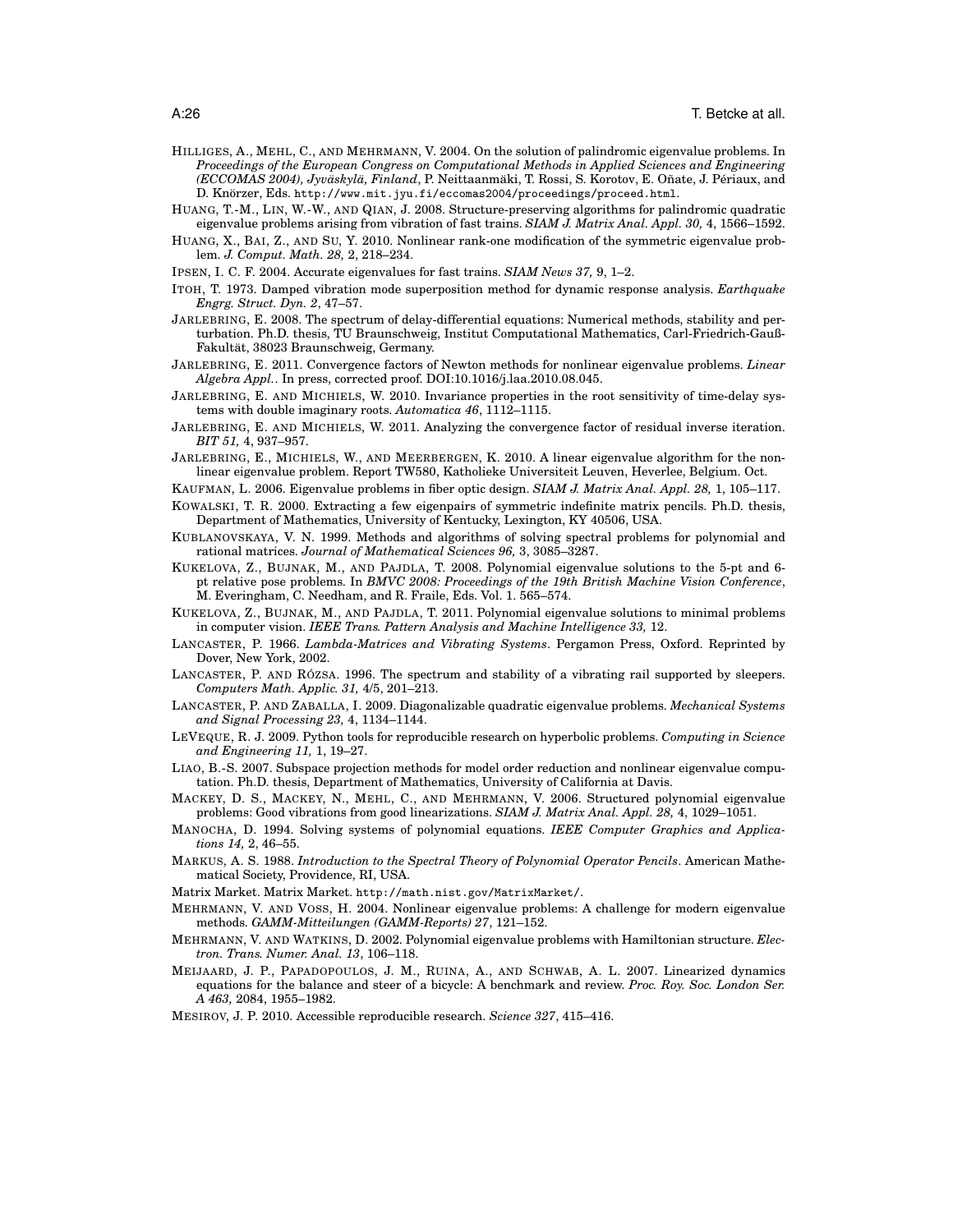HILLIGES, A., MEHL, C., AND MEHRMANN, V. 2004. On the solution of palindromic eigenvalue problems. In *Proceedings of the European Congress on Computational Methods in Applied Sciences and Engineering (ECCOMAS 2004), Jyväskylä, Finland*, P. Neittaanmäki, T. Rossi, S. Korotov, E. Oñate, J. Périaux, and D. Knörzer, Eds. http://www.mit.jyu.fi/eccomas2004/proceedings/proceed.html.

HUANG, T.-M., LIN, W.-W., AND QIAN, J. 2008. Structure-preserving algorithms for palindromic quadratic eigenvalue problems arising from vibration of fast trains. *SIAM J. Matrix Anal. Appl. 30,* 4, 1566–1592.

HUANG, X., BAI, Z., AND SU, Y. 2010. Nonlinear rank-one modification of the symmetric eigenvalue problem. *J. Comput. Math. 28,* 2, 218–234.

IPSEN, I. C. F. 2004. Accurate eigenvalues for fast trains. *SIAM News 37,* 9, 1–2.

ITOH, T. 1973. Damped vibration mode superposition method for dynamic response analysis. *Earthquake Engrg. Struct. Dyn. 2*, 47–57.

JARLEBRING, E. 2008. The spectrum of delay-differential equations: Numerical methods, stability and perturbation. Ph.D. thesis, TU Braunschweig, Institut Computational Mathematics, Carl-Friedrich-Gauß-Fakultät, 38023 Braunschweig, Germany.

JARLEBRING, E. 2011. Convergence factors of Newton methods for nonlinear eigenvalue problems. *Linear Algebra Appl.*. In press, corrected proof. DOI:10.1016/j.laa.2010.08.045.

JARLEBRING, E. AND MICHIELS, W. 2010. Invariance properties in the root sensitivity of time-delay systems with double imaginary roots. *Automatica 46*, 1112–1115.

JARLEBRING, E. AND MICHIELS, W. 2011. Analyzing the convergence factor of residual inverse iteration. *BIT 51,* 4, 937–957.

JARLEBRING, E., MICHIELS, W., AND MEERBERGEN, K. 2010. A linear eigenvalue algorithm for the nonlinear eigenvalue problem. Report TW580, Katholieke Universiteit Leuven, Heverlee, Belgium. Oct.

KAUFMAN, L. 2006. Eigenvalue problems in fiber optic design. *SIAM J. Matrix Anal. Appl. 28,* 1, 105–117.

KOWALSKI, T. R. 2000. Extracting a few eigenpairs of symmetric indefinite matrix pencils. Ph.D. thesis, Department of Mathematics, University of Kentucky, Lexington, KY 40506, USA.

KUBLANOVSKAYA, V. N. 1999. Methods and algorithms of solving spectral problems for polynomial and rational matrices. *Journal of Mathematical Sciences 96,* 3, 3085–3287.

KUKELOVA, Z., BUJNAK, M., AND PAJDLA, T. 2008. Polynomial eigenvalue solutions to the 5-pt and 6-pt relative pose problems. In *BMVC 2008: Proceedings of the 19th British Machine Vision Conference*, M. Everingham, C. Needham, and R. Fraile, Eds. Vol. 1. 565–574.

KUKELOVA, Z., BUJNAK, M., AND PAJDLA, T. 2011. Polynomial eigenvalue solutions to minimal problems in computer vision. *IEEE Trans. Pattern Analysis and Machine Intelligence 33,* 12.

LANCASTER, P. 1966. *Lambda-Matrices and Vibrating Systems*. Pergamon Press, Oxford. Reprinted by Dover, New York, 2002.

LANCASTER, P. AND RÓZSA. 1996. The spectrum and stability of a vibrating rail supported by sleepers. *Computers Math. Applic. 31,* 4/5, 201–213.

LANCASTER, P. AND ZABALLA, I. 2009. Diagonalizable quadratic eigenvalue problems. *Mechanical Systems and Signal Processing 23,* 4, 1134–1144.

LEVEQUE, R. J. 2009. Python tools for reproducible research on hyperbolic problems. *Computing in Science and Engineering 11,* 1, 19–27.

LIAO, B.-S. 2007. Subspace projection methods for model order reduction and nonlinear eigenvalue computation. Ph.D. thesis, Department of Mathematics, University of California at Davis.

MACKEY, D. S., MACKEY, N., MEHL, C., AND MEHRMANN, V. 2006. Structured polynomial eigenvalue problems: Good vibrations from good linearizations. *SIAM J. Matrix Anal. Appl. 28,* 4, 1029–1051.

MANOCHA, D. 1994. Solving systems of polynomial equations. *IEEE Computer Graphics and Applications 14,* 2, 46–55.

MARKUS, A. S. 1988. *Introduction to the Spectral Theory of Polynomial Operator Pencils*. American Mathematical Society, Providence, RI, USA.

Matrix Market. Matrix Market. http://math.nist.gov/MatrixMarket/.

MEHRMANN, V. AND VOSS, H. 2004. Nonlinear eigenvalue problems: A challenge for modern eigenvalue methods. *GAMM-Mitteilungen (GAMM-Reports) 27*, 121–152.

MEHRMANN, V. AND WATKINS, D. 2002. Polynomial eigenvalue problems with Hamiltonian structure. *Electron. Trans. Numer. Anal. 13*, 106–118.

MEIJAARD, J. P., PAPADOPOULOS, J. M., RUINA, A., AND SCHWAB, A. L. 2007. Linearized dynamics equations for the balance and steer of a bicycle: A benchmark and review. *Proc. Roy. Soc. London Ser. A 463,* 2084, 1955–1982.

MESIROV, J. P. 2010. Accessible reproducible research. *Science 327*, 415–416.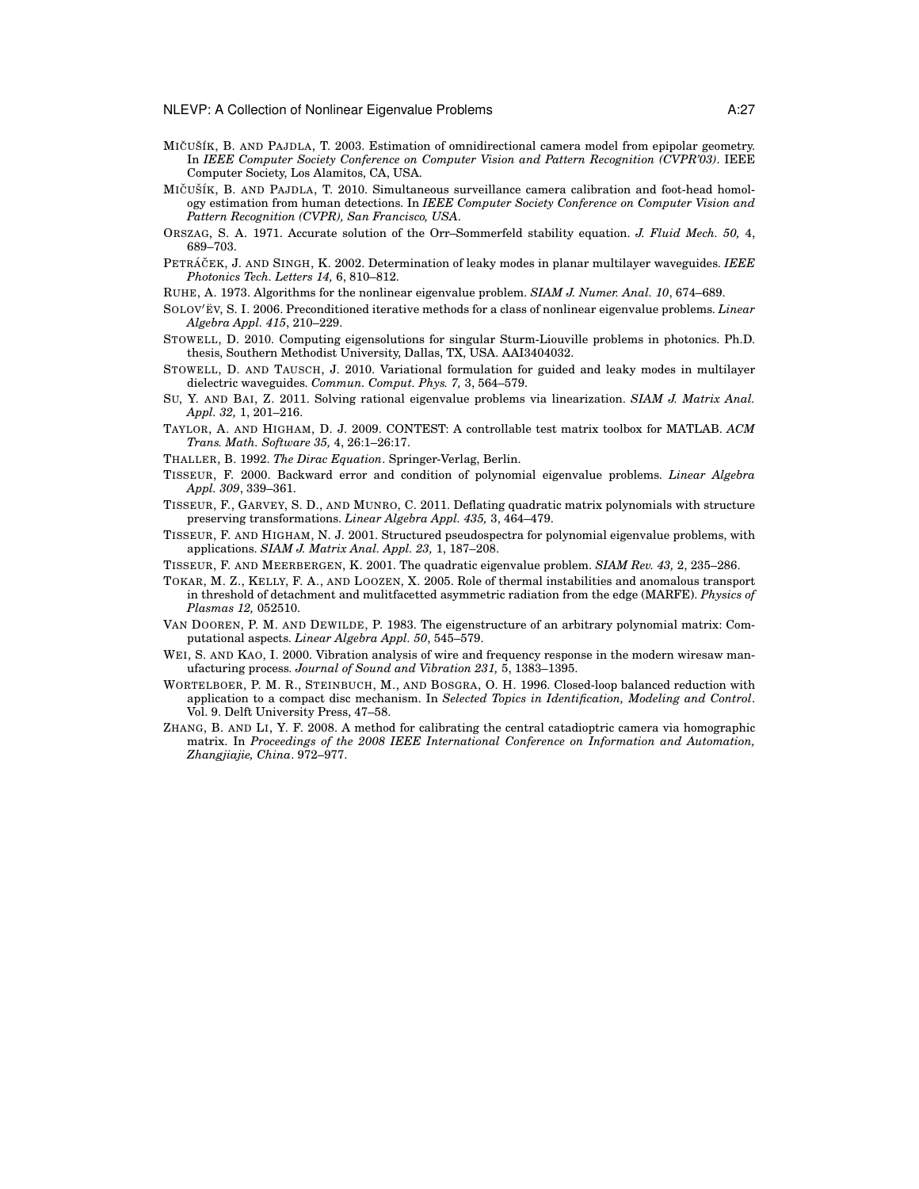MIČUŠÍK, B. AND PAJDLA, T. 2003. Estimation of omnidirectional camera model from epipolar geometry. In *IEEE Computer Society Conference on Computer Vision and Pattern Recognition (CVPR'03)*. IEEE Computer Society, Los Alamitos, CA, USA.

MIČUŠÍK, B. AND PAJDLA, T. 2010. Simultaneous surveillance camera calibration and foot-head homology estimation from human detections. In *IEEE Computer Society Conference on Computer Vision and Pattern Recognition (CVPR), San Francisco, USA*.

ORSZAG, S. A. 1971. Accurate solution of the Orr–Sommerfeld stability equation. *J. Fluid Mech. 50,* 4, 689–703.

PETRÁČEK, J. AND SINGH, K. 2002. Determination of leaky modes in planar multilayer waveguides. *IEEE Photonics Tech. Letters 14,* 6, 810–812.

RUHE, A. 1973. Algorithms for the nonlinear eigenvalue problem. *SIAM J. Numer. Anal. 10*, 674–689.

SOLOV'ËV, S. I. 2006. Preconditioned iterative methods for a class of nonlinear eigenvalue problems. *Linear Algebra Appl. 415*, 210–229.

STOWELL, D. 2010. Computing eigensolutions for singular Sturm-Liouville problems in photonics. Ph.D. thesis, Southern Methodist University, Dallas, TX, USA. AAI3404032.

STOWELL, D. AND TAUSCH, J. 2010. Variational formulation for guided and leaky modes in multilayer dielectric waveguides. *Commun. Comput. Phys. 7,* 3, 564–579.

SU, Y. AND BAI, Z. 2011. Solving rational eigenvalue problems via linearization. *SIAM J. Matrix Anal. Appl. 32,* 1, 201–216.

TAYLOR, A. AND HIGHAM, D. J. 2009. CONTEST: A controllable test matrix toolbox for MATLAB. *ACM Trans. Math. Software 35,* 4, 26:1–26:17.

THALLER, B. 1992. *The Dirac Equation*. Springer-Verlag, Berlin.

TISSEUR, F. 2000. Backward error and condition of polynomial eigenvalue problems. *Linear Algebra Appl. 309*, 339–361.

TISSEUR, F., GARVEY, S. D., AND MUNRO, C. 2011. Deflating quadratic matrix polynomials with structure preserving transformations. *Linear Algebra Appl. 435,* 3, 464–479.

TISSEUR, F. AND HIGHAM, N. J. 2001. Structured pseudospectra for polynomial eigenvalue problems, with applications. *SIAM J. Matrix Anal. Appl. 23,* 1, 187–208.

TISSEUR, F. AND MEERBERGEN, K. 2001. The quadratic eigenvalue problem. *SIAM Rev. 43,* 2, 235–286.

TOKAR, M. Z., KELLY, F. A., AND LOOZEN, X. 2005. Role of thermal instabilities and anomalous transport in threshold of detachment and mulitfacetted asymmetric radiation from the edge (MARFE). *Physics of Plasmas 12,* 052510.

VAN DOOREN, P. M. AND DEWILDE, P. 1983. The eigenstructure of an arbitrary polynomial matrix: Computational aspects. *Linear Algebra Appl. 50*, 545–579.

WEI, S. AND KAO, I. 2000. Vibration analysis of wire and frequency response in the modern wiresaw manufacturing process. *Journal of Sound and Vibration 231,* 5, 1383–1395.

WORTELBOER, P. M. R., STEINBUCH, M., AND BOSGRA, O. H. 1996. Closed-loop balanced reduction with application to a compact disc mechanism. In *Selected Topics in Identification, Modeling and Control*. Vol. 9. Delft University Press, 47–58.

ZHANG, B. AND LI, Y. F. 2008. A method for calibrating the central catadioptric camera via homographic matrix. In *Proceedings of the 2008 IEEE International Conference on Information and Automation, Zhangjiajie, China*. 972–977.